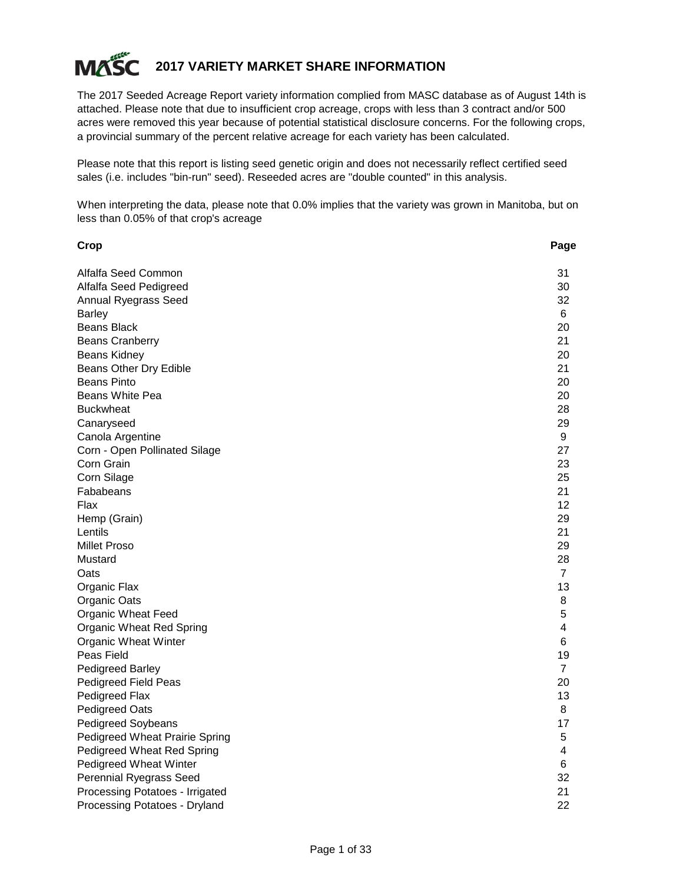# MASC 2017 VARIETY MARKET SHARE INFORMATION

The 2017 Seeded Acreage Report variety information complied from MASC database as of August 14th is attached. Please note that due to insufficient crop acreage, crops with less than 3 contract and/or 500 acres were removed this year because of potential statistical disclosure concerns. For the following crops, a provincial summary of the percent relative acreage for each variety has been calculated.

Please note that this report is listing seed genetic origin and does not necessarily reflect certified seed sales (i.e. includes "bin-run" seed). Reseeded acres are "double counted" in this analysis.

When interpreting the data, please note that 0.0% implies that the variety was grown in Manitoba, but on less than 0.05% of that crop's acreage

| Crop | Page |
|---|---|
| Alfalfa Seed Common | 31 |
| Alfalfa Seed Pedigreed | 30 |
| Annual Ryegrass Seed | 32 |
| Barley | 6 |
| Beans Black | 20 |
| Beans Cranberry | 21 |
| Beans Kidney | 20 |
| Beans Other Dry Edible | 21 |
| Beans Pinto | 20 |
| Beans White Pea | 20 |
| Buckwheat | 28 |
| Canaryseed | 29 |
| Canola Argentine | 9 |
| Corn - Open Pollinated Silage | 27 |
| Corn Grain | 23 |
| Corn Silage | 25 |
| Fababeans | 21 |
| Flax | 12 |
| Hemp (Grain) | 29 |
| Lentils | 21 |
| Millet Proso | 29 |
| Mustard | 28 |
| Oats | 7 |
| Organic Flax | 13 |
| Organic Oats | 8 |
| Organic Wheat Feed | 5 |
| Organic Wheat Red Spring | 4 |
| Organic Wheat Winter | 6 |
| Peas Field | 19 |
| Pedigreed Barley | 7 |
| Pedigreed Field Peas | 20 |
| Pedigreed Flax | 13 |
| Pedigreed Oats | 8 |
| Pedigreed Soybeans | 17 |
| Pedigreed Wheat Prairie Spring | 5 |
| Pedigreed Wheat Red Spring | 4 |
| Pedigreed Wheat Winter | 6 |
| Perennial Ryegrass Seed | 32 |
| Processing Potatoes - Irrigated | 21 |
| Processing Potatoes - Dryland | 22 |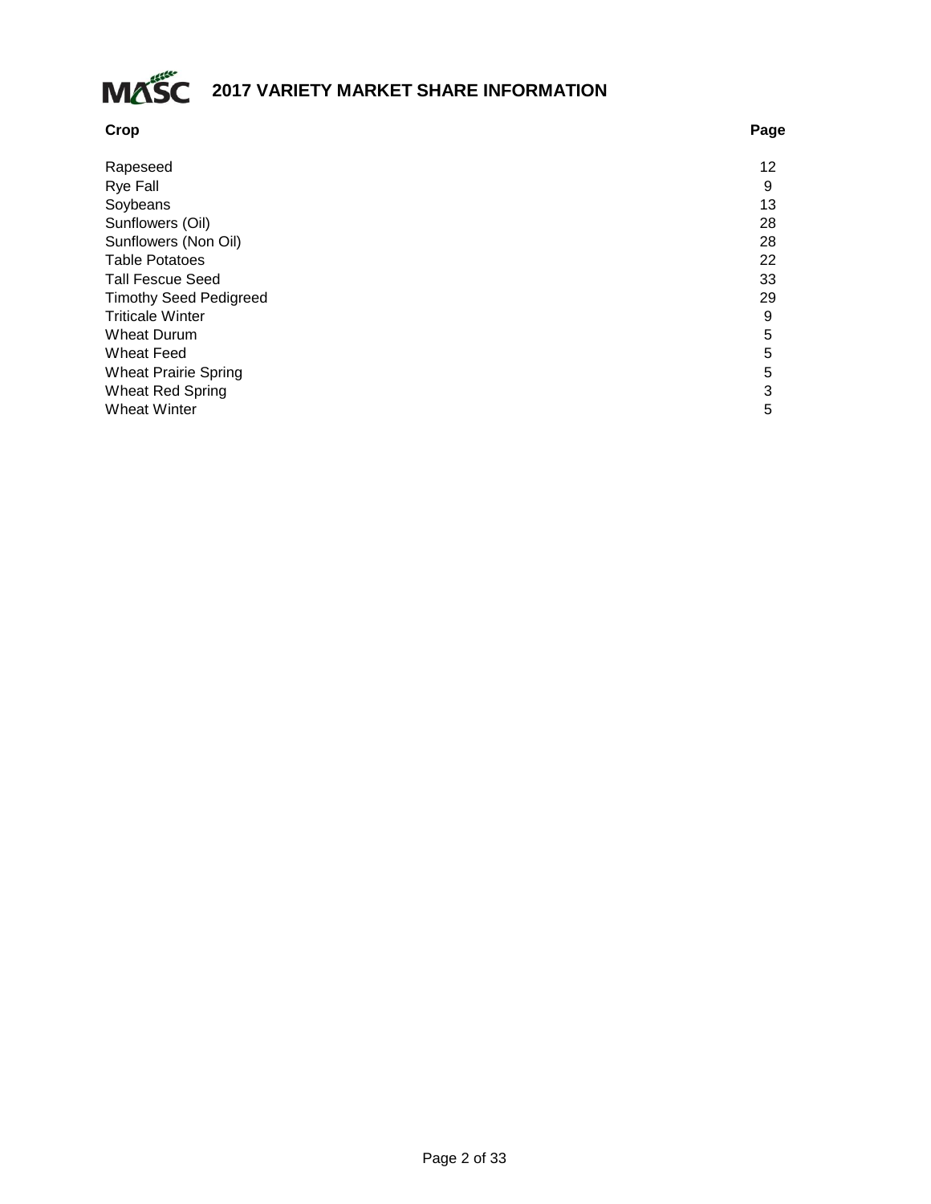# MASC 2017 VARIETY MARKET SHARE INFORMATION

| Crop | Page |
|---|---|
| Rapeseed | 12 |
| Rye Fall | 9 |
| Soybeans | 13 |
| Sunflowers (Oil) | 28 |
| Sunflowers (Non Oil) | 28 |
| Table Potatoes | 22 |
| Tall Fescue Seed | 33 |
| Timothy Seed Pedigreed | 29 |
| Triticale Winter | 9 |
| Wheat Durum | 5 |
| Wheat Feed | 5 |
| Wheat Prairie Spring | 5 |
| Wheat Red Spring | 3 |
| Wheat Winter | 5 |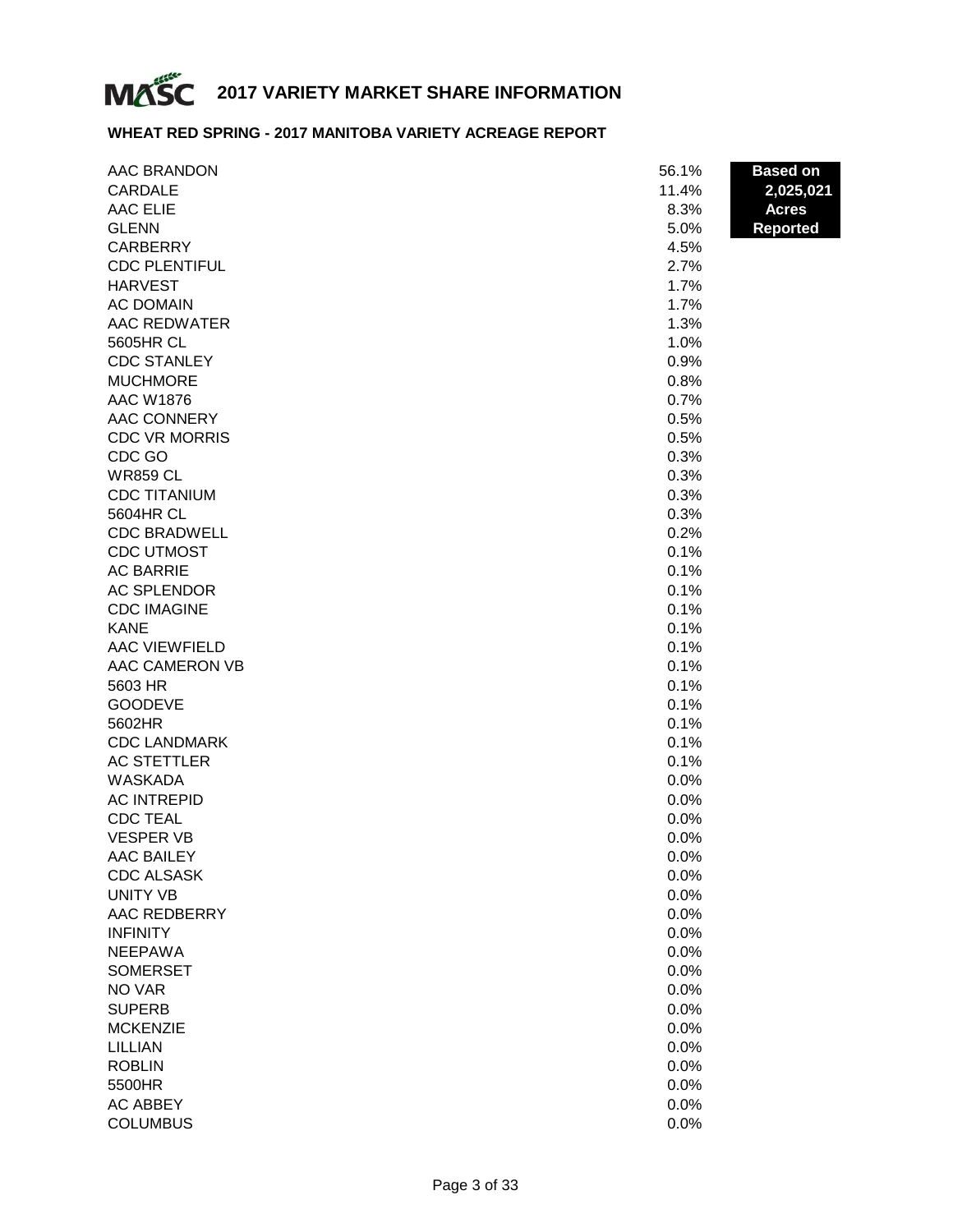# 2017 VARIETY MARKET SHARE INFORMATION

## WHEAT RED SPRING - 2017 MANITOBA VARIETY ACREAGE REPORT

**Based on 2,025,021 Acres Reported**

| Variety | Share |
|---|---|
| AAC BRANDON | 56.1% |
| CARDALE | 11.4% |
| AAC ELIE | 8.3% |
| GLENN | 5.0% |
| CARBERRY | 4.5% |
| CDC PLENTIFUL | 2.7% |
| HARVEST | 1.7% |
| AC DOMAIN | 1.7% |
| AAC REDWATER | 1.3% |
| 5605HR CL | 1.0% |
| CDC STANLEY | 0.9% |
| MUCHMORE | 0.8% |
| AAC W1876 | 0.7% |
| AAC CONNERY | 0.5% |
| CDC VR MORRIS | 0.5% |
| CDC GO | 0.3% |
| WR859 CL | 0.3% |
| CDC TITANIUM | 0.3% |
| 5604HR CL | 0.3% |
| CDC BRADWELL | 0.2% |
| CDC UTMOST | 0.1% |
| AC BARRIE | 0.1% |
| AC SPLENDOR | 0.1% |
| CDC IMAGINE | 0.1% |
| KANE | 0.1% |
| AAC VIEWFIELD | 0.1% |
| AAC CAMERON VB | 0.1% |
| 5603 HR | 0.1% |
| GOODEVE | 0.1% |
| 5602HR | 0.1% |
| CDC LANDMARK | 0.1% |
| AC STETTLER | 0.1% |
| WASKADA | 0.0% |
| AC INTREPID | 0.0% |
| CDC TEAL | 0.0% |
| VESPER VB | 0.0% |
| AAC BAILEY | 0.0% |
| CDC ALSASK | 0.0% |
| UNITY VB | 0.0% |
| AAC REDBERRY | 0.0% |
| INFINITY | 0.0% |
| NEEPAWA | 0.0% |
| SOMERSET | 0.0% |
| NO VAR | 0.0% |
| SUPERB | 0.0% |
| MCKENZIE | 0.0% |
| LILLIAN | 0.0% |
| ROBLIN | 0.0% |
| 5500HR | 0.0% |
| AC ABBEY | 0.0% |
| COLUMBUS | 0.0% |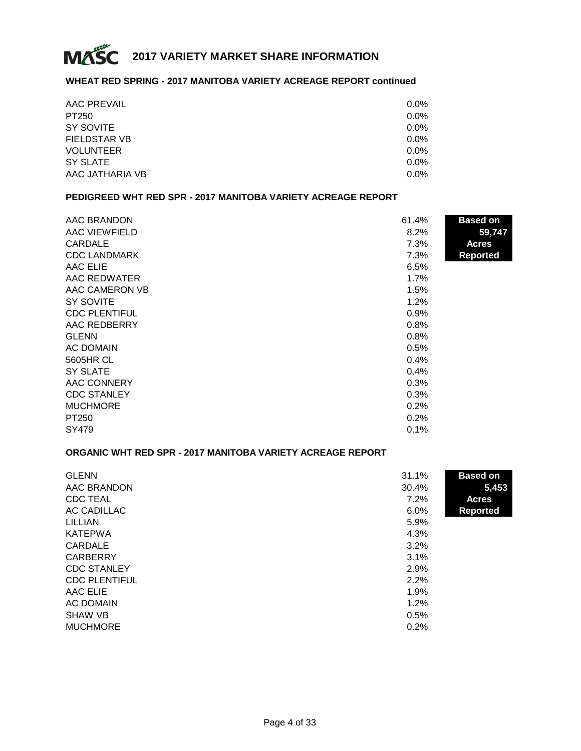# 2017 VARIETY MARKET SHARE INFORMATION

## WHEAT RED SPRING - 2017 MANITOBA VARIETY ACREAGE REPORT continued

| Variety | Share |
|---|---|
| AAC PREVAIL | 0.0% |
| PT250 | 0.0% |
| SY SOVITE | 0.0% |
| FIELDSTAR VB | 0.0% |
| VOLUNTEER | 0.0% |
| SY SLATE | 0.0% |
| AAC JATHARIA VB | 0.0% |

## PEDIGREED WHT RED SPR - 2017 MANITOBA VARIETY ACREAGE REPORT

**Based on 59,747 Acres Reported**

| Variety | Share |
|---|---|
| AAC BRANDON | 61.4% |
| AAC VIEWFIELD | 8.2% |
| CARDALE | 7.3% |
| CDC LANDMARK | 7.3% |
| AAC ELIE | 6.5% |
| AAC REDWATER | 1.7% |
| AAC CAMERON VB | 1.5% |
| SY SOVITE | 1.2% |
| CDC PLENTIFUL | 0.9% |
| AAC REDBERRY | 0.8% |
| GLENN | 0.8% |
| AC DOMAIN | 0.5% |
| 5605HR CL | 0.4% |
| SY SLATE | 0.4% |
| AAC CONNERY | 0.3% |
| CDC STANLEY | 0.3% |
| MUCHMORE | 0.2% |
| PT250 | 0.2% |
| SY479 | 0.1% |

## ORGANIC WHT RED SPR - 2017 MANITOBA VARIETY ACREAGE REPORT

**Based on 5,453 Acres Reported**

| Variety | Share |
|---|---|
| GLENN | 31.1% |
| AAC BRANDON | 30.4% |
| CDC TEAL | 7.2% |
| AC CADILLAC | 6.0% |
| LILLIAN | 5.9% |
| KATEPWA | 4.3% |
| CARDALE | 3.2% |
| CARBERRY | 3.1% |
| CDC STANLEY | 2.9% |
| CDC PLENTIFUL | 2.2% |
| AAC ELIE | 1.9% |
| AC DOMAIN | 1.2% |
| SHAW VB | 0.5% |
| MUCHMORE | 0.2% |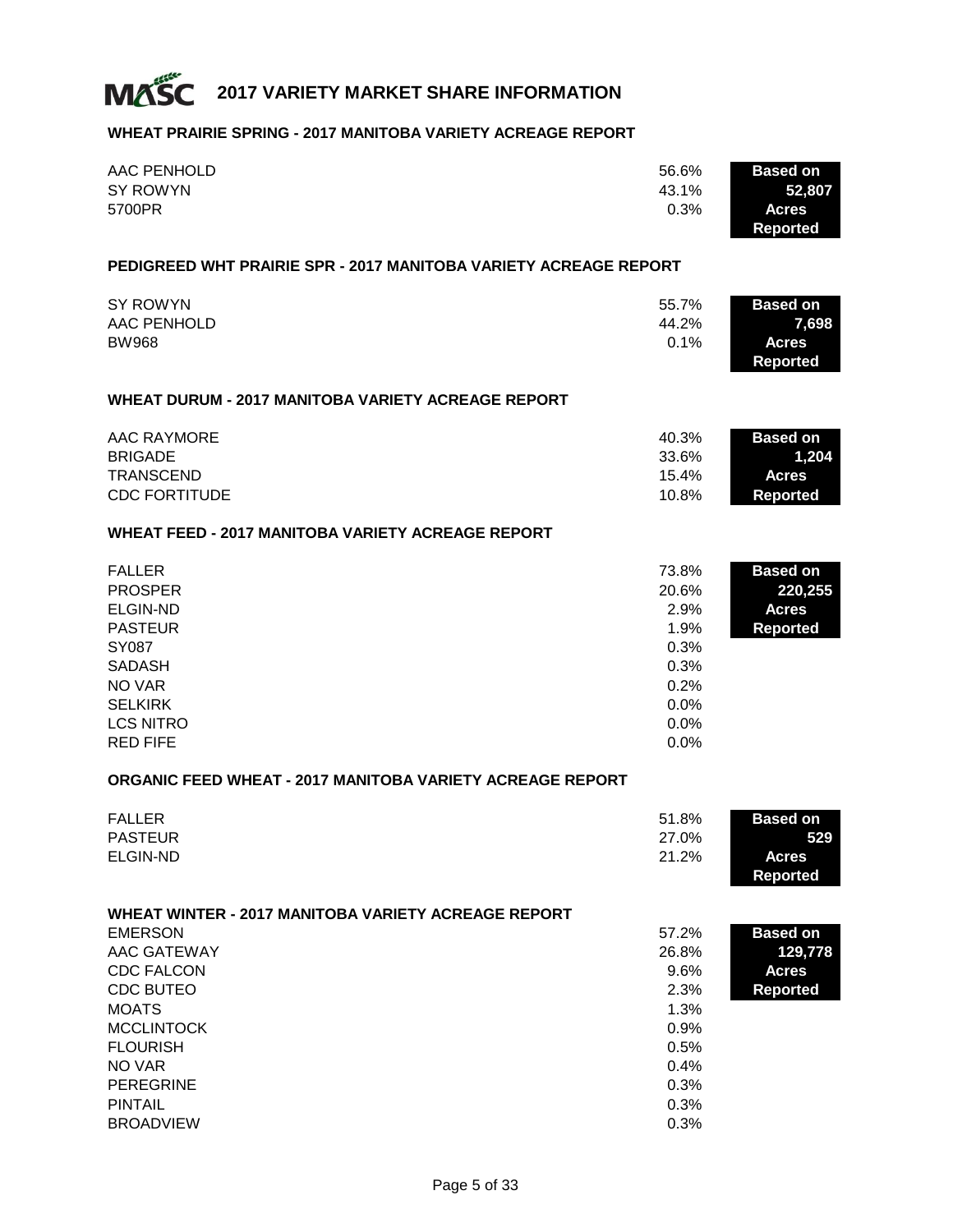# 2017 VARIETY MARKET SHARE INFORMATION

## WHEAT PRAIRIE SPRING - 2017 MANITOBA VARIETY ACREAGE REPORT

| Variety | Share |
|---|---|
| AAC PENHOLD | 56.6% |
| SY ROWYN | 43.1% |
| 5700PR | 0.3% |

**Based on 52,807 Acres Reported**

## PEDIGREED WHT PRAIRIE SPR - 2017 MANITOBA VARIETY ACREAGE REPORT

| Variety | Share |
|---|---|
| SY ROWYN | 55.7% |
| AAC PENHOLD | 44.2% |
| BW968 | 0.1% |

**Based on 7,698 Acres Reported**

## WHEAT DURUM - 2017 MANITOBA VARIETY ACREAGE REPORT

| Variety | Share |
|---|---|
| AAC RAYMORE | 40.3% |
| BRIGADE | 33.6% |
| TRANSCEND | 15.4% |
| CDC FORTITUDE | 10.8% |

**Based on 1,204 Acres Reported**

## WHEAT FEED - 2017 MANITOBA VARIETY ACREAGE REPORT

| Variety | Share |
|---|---|
| FALLER | 73.8% |
| PROSPER | 20.6% |
| ELGIN-ND | 2.9% |
| PASTEUR | 1.9% |
| SY087 | 0.3% |
| SADASH | 0.3% |
| NO VAR | 0.2% |
| SELKIRK | 0.0% |
| LCS NITRO | 0.0% |
| RED FIFE | 0.0% |

**Based on 220,255 Acres Reported**

## ORGANIC FEED WHEAT - 2017 MANITOBA VARIETY ACREAGE REPORT

| Variety | Share |
|---|---|
| FALLER | 51.8% |
| PASTEUR | 27.0% |
| ELGIN-ND | 21.2% |

**Based on 529 Acres Reported**

## WHEAT WINTER - 2017 MANITOBA VARIETY ACREAGE REPORT

| Variety | Share |
|---|---|
| EMERSON | 57.2% |
| AAC GATEWAY | 26.8% |
| CDC FALCON | 9.6% |
| CDC BUTEO | 2.3% |
| MOATS | 1.3% |
| MCCLINTOCK | 0.9% |
| FLOURISH | 0.5% |
| NO VAR | 0.4% |
| PEREGRINE | 0.3% |
| PINTAIL | 0.3% |
| BROADVIEW | 0.3% |

**Based on 129,778 Acres Reported**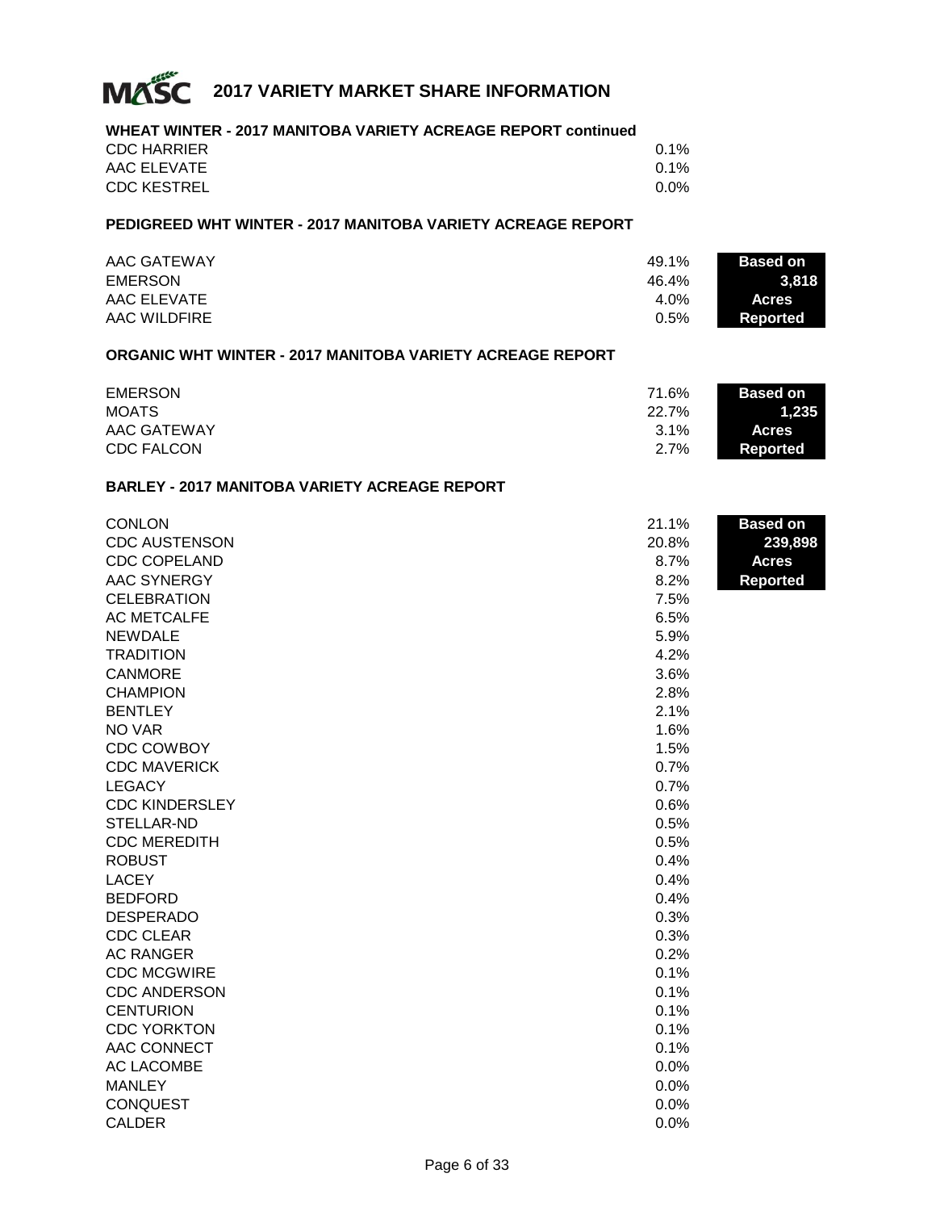## 2017 VARIETY MARKET SHARE INFORMATION

### WHEAT WINTER - 2017 MANITOBA VARIETY ACREAGE REPORT continued

| Variety | Share |
|---|---|
| CDC HARRIER | 0.1% |
| AAC ELEVATE | 0.1% |
| CDC KESTREL | 0.0% |

### PEDIGREED WHT WINTER - 2017 MANITOBA VARIETY ACREAGE REPORT

**Based on 3,818 Acres Reported**

| Variety | Share |
|---|---|
| AAC GATEWAY | 49.1% |
| EMERSON | 46.4% |
| AAC ELEVATE | 4.0% |
| AAC WILDFIRE | 0.5% |

### ORGANIC WHT WINTER - 2017 MANITOBA VARIETY ACREAGE REPORT

**Based on 1,235 Acres Reported**

| Variety | Share |
|---|---|
| EMERSON | 71.6% |
| MOATS | 22.7% |
| AAC GATEWAY | 3.1% |
| CDC FALCON | 2.7% |

### BARLEY - 2017 MANITOBA VARIETY ACREAGE REPORT

**Based on 239,898 Acres Reported**

| Variety | Share |
|---|---|
| CONLON | 21.1% |
| CDC AUSTENSON | 20.8% |
| CDC COPELAND | 8.7% |
| AAC SYNERGY | 8.2% |
| CELEBRATION | 7.5% |
| AC METCALFE | 6.5% |
| NEWDALE | 5.9% |
| TRADITION | 4.2% |
| CANMORE | 3.6% |
| CHAMPION | 2.8% |
| BENTLEY | 2.1% |
| NO VAR | 1.6% |
| CDC COWBOY | 1.5% |
| CDC MAVERICK | 0.7% |
| LEGACY | 0.7% |
| CDC KINDERSLEY | 0.6% |
| STELLAR-ND | 0.5% |
| CDC MEREDITH | 0.5% |
| ROBUST | 0.4% |
| LACEY | 0.4% |
| BEDFORD | 0.4% |
| DESPERADO | 0.3% |
| CDC CLEAR | 0.3% |
| AC RANGER | 0.2% |
| CDC MCGWIRE | 0.1% |
| CDC ANDERSON | 0.1% |
| CENTURION | 0.1% |
| CDC YORKTON | 0.1% |
| AAC CONNECT | 0.1% |
| AC LACOMBE | 0.0% |
| MANLEY | 0.0% |
| CONQUEST | 0.0% |
| CALDER | 0.0% |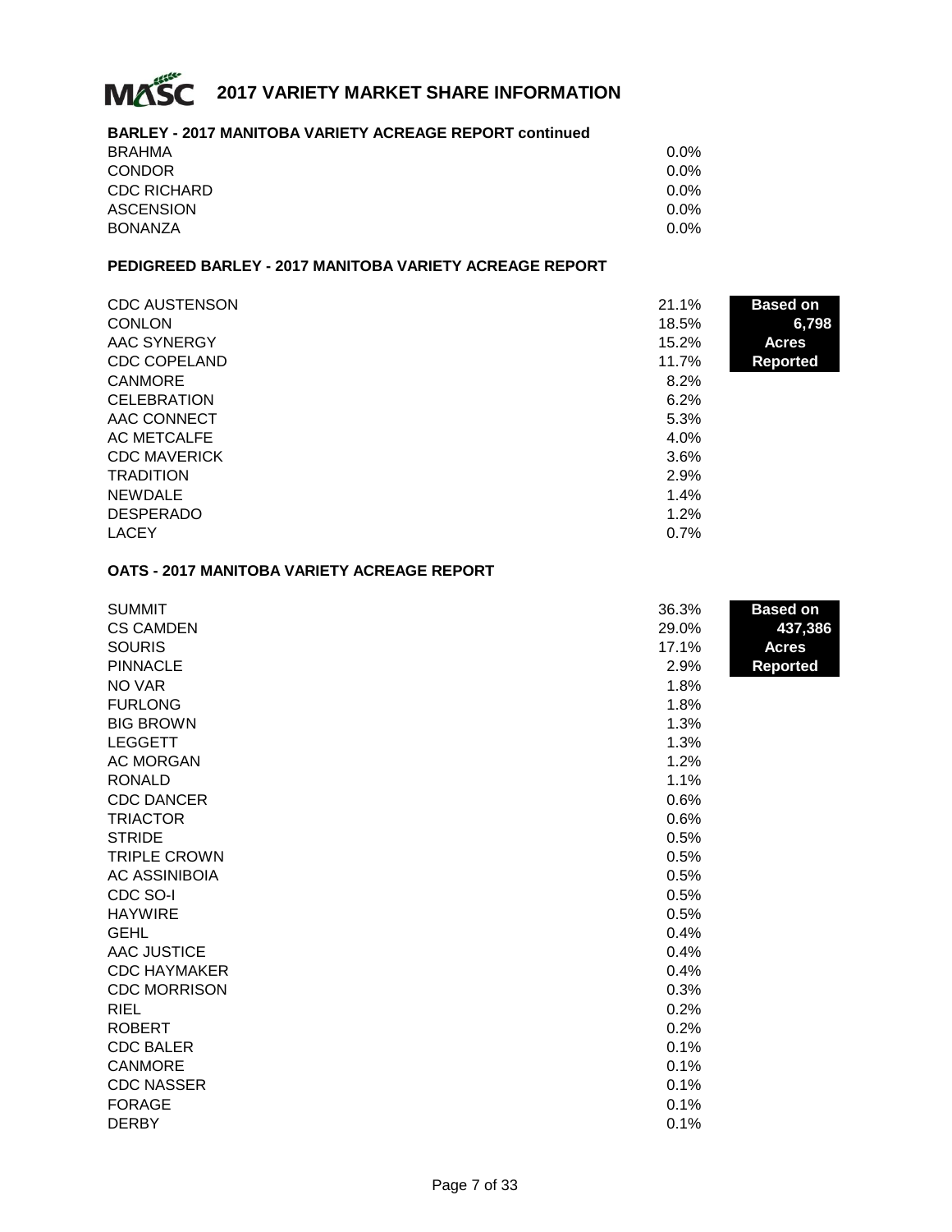# 2017 VARIETY MARKET SHARE INFORMATION

### BARLEY - 2017 MANITOBA VARIETY ACREAGE REPORT continued

| Variety | Share |
|---|---|
| BRAHMA | 0.0% |
| CONDOR | 0.0% |
| CDC RICHARD | 0.0% |
| ASCENSION | 0.0% |
| BONANZA | 0.0% |

### PEDIGREED BARLEY - 2017 MANITOBA VARIETY ACREAGE REPORT

**Based on 6,798 Acres Reported**

| Variety | Share |
|---|---|
| CDC AUSTENSON | 21.1% |
| CONLON | 18.5% |
| AAC SYNERGY | 15.2% |
| CDC COPELAND | 11.7% |
| CANMORE | 8.2% |
| CELEBRATION | 6.2% |
| AAC CONNECT | 5.3% |
| AC METCALFE | 4.0% |
| CDC MAVERICK | 3.6% |
| TRADITION | 2.9% |
| NEWDALE | 1.4% |
| DESPERADO | 1.2% |
| LACEY | 0.7% |

### OATS - 2017 MANITOBA VARIETY ACREAGE REPORT

**Based on 437,386 Acres Reported**

| Variety | Share |
|---|---|
| SUMMIT | 36.3% |
| CS CAMDEN | 29.0% |
| SOURIS | 17.1% |
| PINNACLE | 2.9% |
| NO VAR | 1.8% |
| FURLONG | 1.8% |
| BIG BROWN | 1.3% |
| LEGGETT | 1.3% |
| AC MORGAN | 1.2% |
| RONALD | 1.1% |
| CDC DANCER | 0.6% |
| TRIACTOR | 0.6% |
| STRIDE | 0.5% |
| TRIPLE CROWN | 0.5% |
| AC ASSINIBOIA | 0.5% |
| CDC SO-I | 0.5% |
| HAYWIRE | 0.5% |
| GEHL | 0.4% |
| AAC JUSTICE | 0.4% |
| CDC HAYMAKER | 0.4% |
| CDC MORRISON | 0.3% |
| RIEL | 0.2% |
| ROBERT | 0.2% |
| CDC BALER | 0.1% |
| CANMORE | 0.1% |
| CDC NASSER | 0.1% |
| FORAGE | 0.1% |
| DERBY | 0.1% |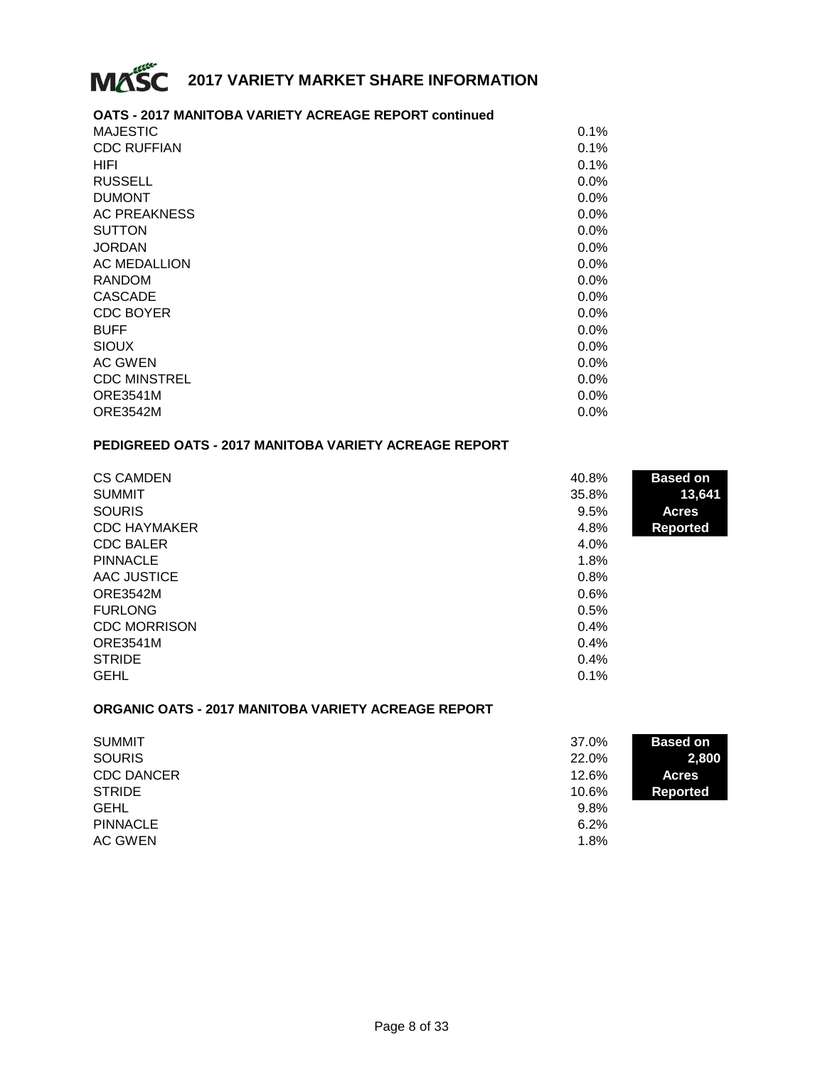# 2017 VARIETY MARKET SHARE INFORMATION

**OATS - 2017 MANITOBA VARIETY ACREAGE REPORT continued**

| Variety | Share |
|---|---|
| MAJESTIC | 0.1% |
| CDC RUFFIAN | 0.1% |
| HIFI | 0.1% |
| RUSSELL | 0.0% |
| DUMONT | 0.0% |
| AC PREAKNESS | 0.0% |
| SUTTON | 0.0% |
| JORDAN | 0.0% |
| AC MEDALLION | 0.0% |
| RANDOM | 0.0% |
| CASCADE | 0.0% |
| CDC BOYER | 0.0% |
| BUFF | 0.0% |
| SIOUX | 0.0% |
| AC GWEN | 0.0% |
| CDC MINSTREL | 0.0% |
| ORE3541M | 0.0% |
| ORE3542M | 0.0% |

**PEDIGREED OATS - 2017 MANITOBA VARIETY ACREAGE REPORT**

**Based on 13,641 Acres Reported**

| Variety | Share |
|---|---|
| CS CAMDEN | 40.8% |
| SUMMIT | 35.8% |
| SOURIS | 9.5% |
| CDC HAYMAKER | 4.8% |
| CDC BALER | 4.0% |
| PINNACLE | 1.8% |
| AAC JUSTICE | 0.8% |
| ORE3542M | 0.6% |
| FURLONG | 0.5% |
| CDC MORRISON | 0.4% |
| ORE3541M | 0.4% |
| STRIDE | 0.4% |
| GEHL | 0.1% |

**ORGANIC OATS - 2017 MANITOBA VARIETY ACREAGE REPORT**

**Based on 2,800 Acres Reported**

| Variety | Share |
|---|---|
| SUMMIT | 37.0% |
| SOURIS | 22.0% |
| CDC DANCER | 12.6% |
| STRIDE | 10.6% |
| GEHL | 9.8% |
| PINNACLE | 6.2% |
| AC GWEN | 1.8% |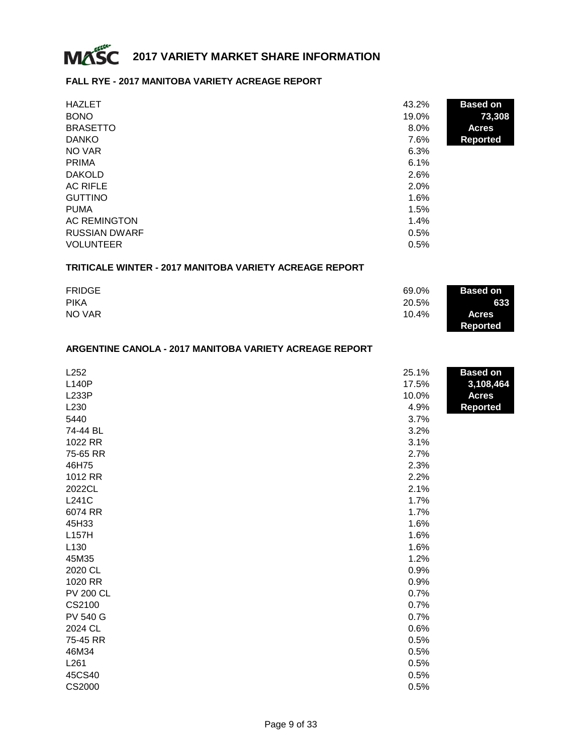# 2017 VARIETY MARKET SHARE INFORMATION

## FALL RYE - 2017 MANITOBA VARIETY ACREAGE REPORT

**Based on 73,308 Acres Reported**

| Variety | Share |
|---|---|
| HAZLET | 43.2% |
| BONO | 19.0% |
| BRASETTO | 8.0% |
| DANKO | 7.6% |
| NO VAR | 6.3% |
| PRIMA | 6.1% |
| DAKOLD | 2.6% |
| AC RIFLE | 2.0% |
| GUTTINO | 1.6% |
| PUMA | 1.5% |
| AC REMINGTON | 1.4% |
| RUSSIAN DWARF | 0.5% |
| VOLUNTEER | 0.5% |

## TRITICALE WINTER - 2017 MANITOBA VARIETY ACREAGE REPORT

**Based on 633 Acres Reported**

| Variety | Share |
|---|---|
| FRIDGE | 69.0% |
| PIKA | 20.5% |
| NO VAR | 10.4% |

## ARGENTINE CANOLA - 2017 MANITOBA VARIETY ACREAGE REPORT

**Based on 3,108,464 Acres Reported**

| Variety | Share |
|---|---|
| L252 | 25.1% |
| L140P | 17.5% |
| L233P | 10.0% |
| L230 | 4.9% |
| 5440 | 3.7% |
| 74-44 BL | 3.2% |
| 1022 RR | 3.1% |
| 75-65 RR | 2.7% |
| 46H75 | 2.3% |
| 1012 RR | 2.2% |
| 2022CL | 2.1% |
| L241C | 1.7% |
| 6074 RR | 1.7% |
| 45H33 | 1.6% |
| L157H | 1.6% |
| L130 | 1.6% |
| 45M35 | 1.2% |
| 2020 CL | 0.9% |
| 1020 RR | 0.9% |
| PV 200 CL | 0.7% |
| CS2100 | 0.7% |
| PV 540 G | 0.7% |
| 2024 CL | 0.6% |
| 75-45 RR | 0.5% |
| 46M34 | 0.5% |
| L261 | 0.5% |
| 45CS40 | 0.5% |
| CS2000 | 0.5% |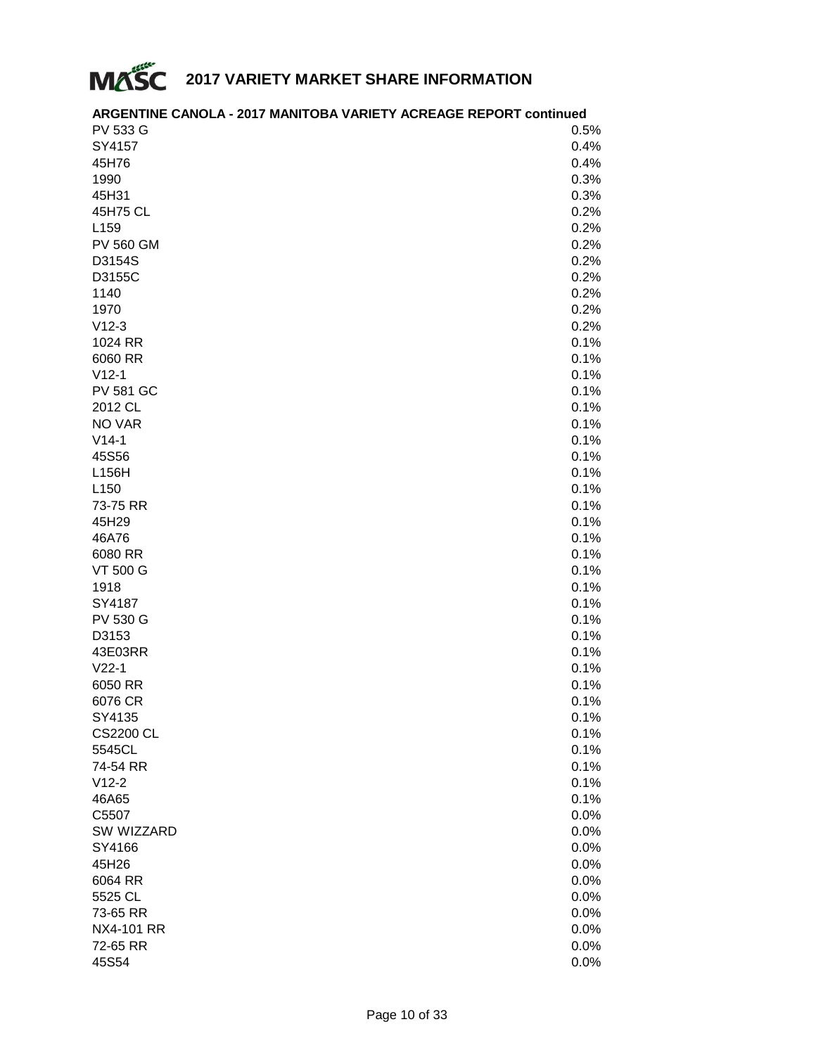## 2017 VARIETY MARKET SHARE INFORMATION

### ARGENTINE CANOLA - 2017 MANITOBA VARIETY ACREAGE REPORT continued

| Variety | Share |
|---|---|
| PV 533 G | 0.5% |
| SY4157 | 0.4% |
| 45H76 | 0.4% |
| 1990 | 0.3% |
| 45H31 | 0.3% |
| 45H75 CL | 0.2% |
| L159 | 0.2% |
| PV 560 GM | 0.2% |
| D3154S | 0.2% |
| D3155C | 0.2% |
| 1140 | 0.2% |
| 1970 | 0.2% |
| V12-3 | 0.2% |
| 1024 RR | 0.1% |
| 6060 RR | 0.1% |
| V12-1 | 0.1% |
| PV 581 GC | 0.1% |
| 2012 CL | 0.1% |
| NO VAR | 0.1% |
| V14-1 | 0.1% |
| 45S56 | 0.1% |
| L156H | 0.1% |
| L150 | 0.1% |
| 73-75 RR | 0.1% |
| 45H29 | 0.1% |
| 46A76 | 0.1% |
| 6080 RR | 0.1% |
| VT 500 G | 0.1% |
| 1918 | 0.1% |
| SY4187 | 0.1% |
| PV 530 G | 0.1% |
| D3153 | 0.1% |
| 43E03RR | 0.1% |
| V22-1 | 0.1% |
| 6050 RR | 0.1% |
| 6076 CR | 0.1% |
| SY4135 | 0.1% |
| CS2200 CL | 0.1% |
| 5545CL | 0.1% |
| 74-54 RR | 0.1% |
| V12-2 | 0.1% |
| 46A65 | 0.1% |
| C5507 | 0.0% |
| SW WIZZARD | 0.0% |
| SY4166 | 0.0% |
| 45H26 | 0.0% |
| 6064 RR | 0.0% |
| 5525 CL | 0.0% |
| 73-65 RR | 0.0% |
| NX4-101 RR | 0.0% |
| 72-65 RR | 0.0% |
| 45S54 | 0.0% |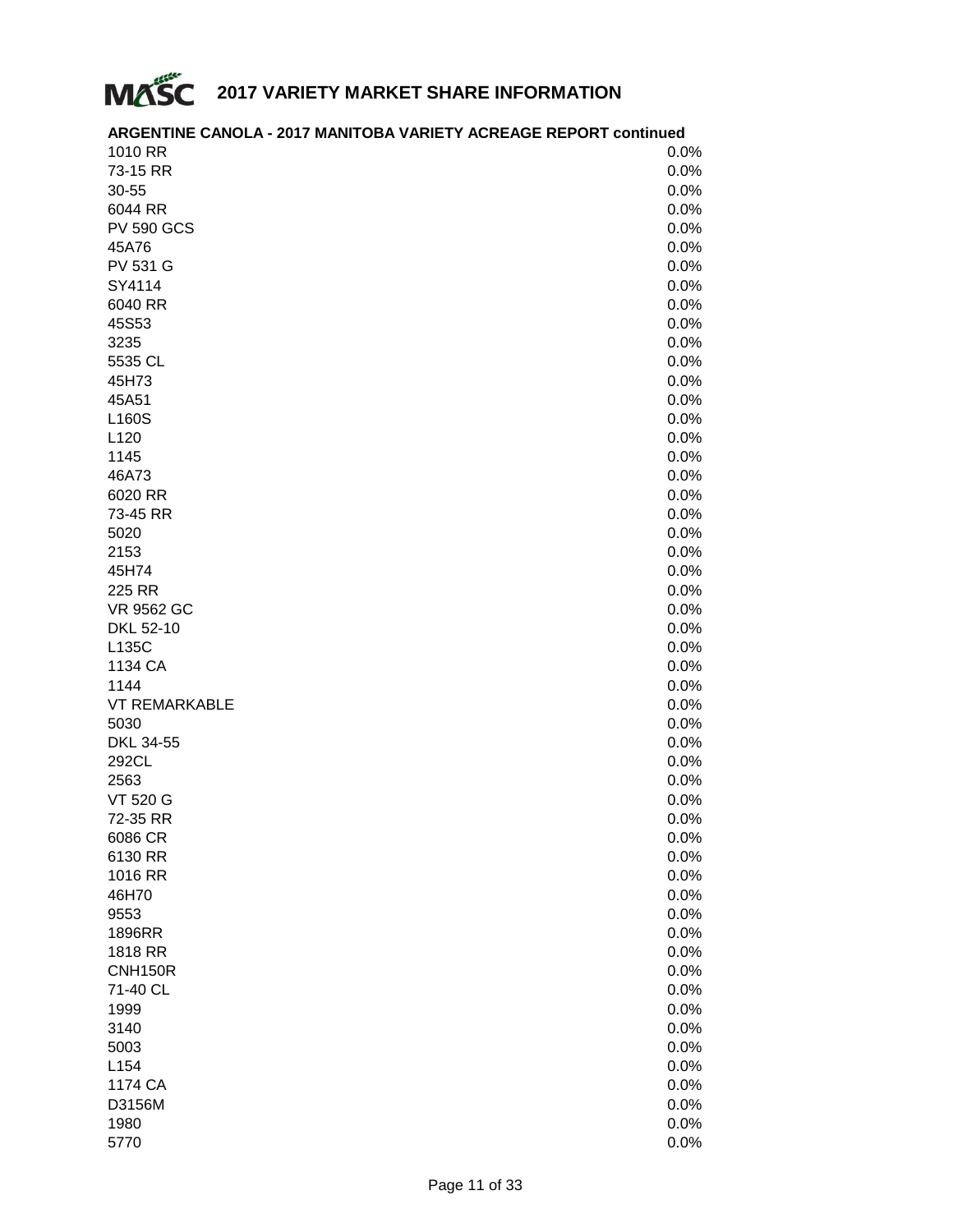## 2017 VARIETY MARKET SHARE INFORMATION

**ARGENTINE CANOLA - 2017 MANITOBA VARIETY ACREAGE REPORT continued**

| Variety | Share |
|---|---|
| 1010 RR | 0.0% |
| 73-15 RR | 0.0% |
| 30-55 | 0.0% |
| 6044 RR | 0.0% |
| PV 590 GCS | 0.0% |
| 45A76 | 0.0% |
| PV 531 G | 0.0% |
| SY4114 | 0.0% |
| 6040 RR | 0.0% |
| 45S53 | 0.0% |
| 3235 | 0.0% |
| 5535 CL | 0.0% |
| 45H73 | 0.0% |
| 45A51 | 0.0% |
| L160S | 0.0% |
| L120 | 0.0% |
| 1145 | 0.0% |
| 46A73 | 0.0% |
| 6020 RR | 0.0% |
| 73-45 RR | 0.0% |
| 5020 | 0.0% |
| 2153 | 0.0% |
| 45H74 | 0.0% |
| 225 RR | 0.0% |
| VR 9562 GC | 0.0% |
| DKL 52-10 | 0.0% |
| L135C | 0.0% |
| 1134 CA | 0.0% |
| 1144 | 0.0% |
| VT REMARKABLE | 0.0% |
| 5030 | 0.0% |
| DKL 34-55 | 0.0% |
| 292CL | 0.0% |
| 2563 | 0.0% |
| VT 520 G | 0.0% |
| 72-35 RR | 0.0% |
| 6086 CR | 0.0% |
| 6130 RR | 0.0% |
| 1016 RR | 0.0% |
| 46H70 | 0.0% |
| 9553 | 0.0% |
| 1896RR | 0.0% |
| 1818 RR | 0.0% |
| CNH150R | 0.0% |
| 71-40 CL | 0.0% |
| 1999 | 0.0% |
| 3140 | 0.0% |
| 5003 | 0.0% |
| L154 | 0.0% |
| 1174 CA | 0.0% |
| D3156M | 0.0% |
| 1980 | 0.0% |
| 5770 | 0.0% |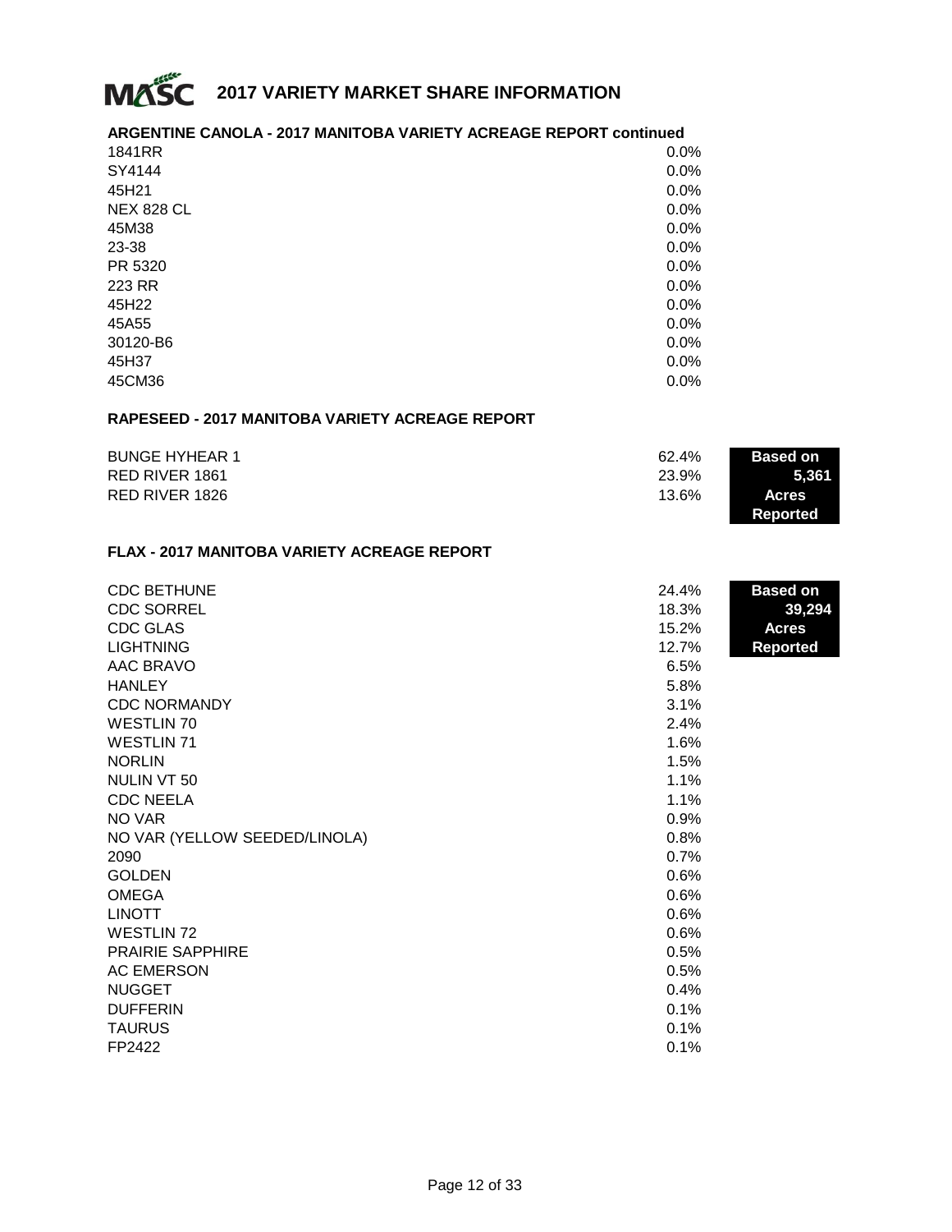## 2017 VARIETY MARKET SHARE INFORMATION

### ARGENTINE CANOLA - 2017 MANITOBA VARIETY ACREAGE REPORT continued

| Variety | Share |
|---|---|
| 1841RR | 0.0% |
| SY4144 | 0.0% |
| 45H21 | 0.0% |
| NEX 828 CL | 0.0% |
| 45M38 | 0.0% |
| 23-38 | 0.0% |
| PR 5320 | 0.0% |
| 223 RR | 0.0% |
| 45H22 | 0.0% |
| 45A55 | 0.0% |
| 30120-B6 | 0.0% |
| 45H37 | 0.0% |
| 45CM36 | 0.0% |

### RAPESEED - 2017 MANITOBA VARIETY ACREAGE REPORT

**Based on 5,361 Acres Reported**

| Variety | Share |
|---|---|
| BUNGE HYHEAR 1 | 62.4% |
| RED RIVER 1861 | 23.9% |
| RED RIVER 1826 | 13.6% |

### FLAX - 2017 MANITOBA VARIETY ACREAGE REPORT

**Based on 39,294 Acres Reported**

| Variety | Share |
|---|---|
| CDC BETHUNE | 24.4% |
| CDC SORREL | 18.3% |
| CDC GLAS | 15.2% |
| LIGHTNING | 12.7% |
| AAC BRAVO | 6.5% |
| HANLEY | 5.8% |
| CDC NORMANDY | 3.1% |
| WESTLIN 70 | 2.4% |
| WESTLIN 71 | 1.6% |
| NORLIN | 1.5% |
| NULIN VT 50 | 1.1% |
| CDC NEELA | 1.1% |
| NO VAR | 0.9% |
| NO VAR (YELLOW SEEDED/LINOLA) | 0.8% |
| 2090 | 0.7% |
| GOLDEN | 0.6% |
| OMEGA | 0.6% |
| LINOTT | 0.6% |
| WESTLIN 72 | 0.6% |
| PRAIRIE SAPPHIRE | 0.5% |
| AC EMERSON | 0.5% |
| NUGGET | 0.4% |
| DUFFERIN | 0.1% |
| TAURUS | 0.1% |
| FP2422 | 0.1% |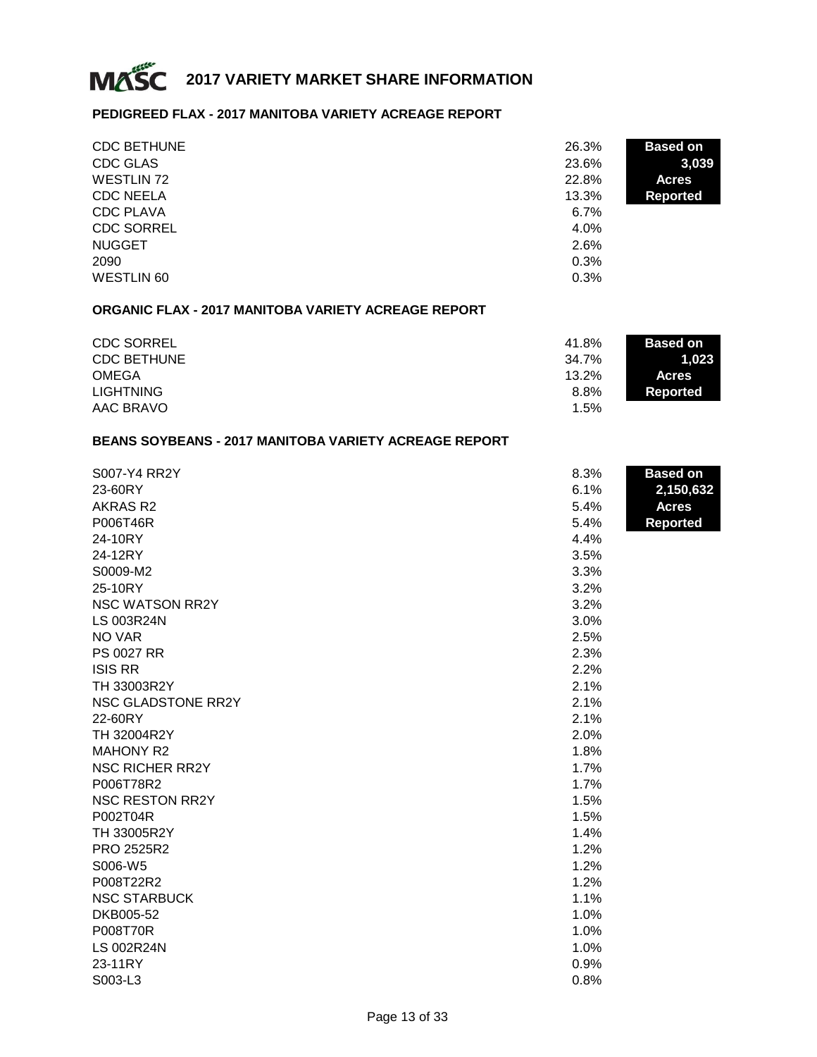# 2017 VARIETY MARKET SHARE INFORMATION

## PEDIGREED FLAX - 2017 MANITOBA VARIETY ACREAGE REPORT

**Based on 3,039 Acres Reported**

| Variety | Share |
|---|---|
| CDC BETHUNE | 26.3% |
| CDC GLAS | 23.6% |
| WESTLIN 72 | 22.8% |
| CDC NEELA | 13.3% |
| CDC PLAVA | 6.7% |
| CDC SORREL | 4.0% |
| NUGGET | 2.6% |
| 2090 | 0.3% |
| WESTLIN 60 | 0.3% |

## ORGANIC FLAX - 2017 MANITOBA VARIETY ACREAGE REPORT

**Based on 1,023 Acres Reported**

| Variety | Share |
|---|---|
| CDC SORREL | 41.8% |
| CDC BETHUNE | 34.7% |
| OMEGA | 13.2% |
| LIGHTNING | 8.8% |
| AAC BRAVO | 1.5% |

## BEANS SOYBEANS - 2017 MANITOBA VARIETY ACREAGE REPORT

**Based on 2,150,632 Acres Reported**

| Variety | Share |
|---|---|
| S007-Y4 RR2Y | 8.3% |
| 23-60RY | 6.1% |
| AKRAS R2 | 5.4% |
| P006T46R | 5.4% |
| 24-10RY | 4.4% |
| 24-12RY | 3.5% |
| S0009-M2 | 3.3% |
| 25-10RY | 3.2% |
| NSC WATSON RR2Y | 3.2% |
| LS 003R24N | 3.0% |
| NO VAR | 2.5% |
| PS 0027 RR | 2.3% |
| ISIS RR | 2.2% |
| TH 33003R2Y | 2.1% |
| NSC GLADSTONE RR2Y | 2.1% |
| 22-60RY | 2.1% |
| TH 32004R2Y | 2.0% |
| MAHONY R2 | 1.8% |
| NSC RICHER RR2Y | 1.7% |
| P006T78R2 | 1.7% |
| NSC RESTON RR2Y | 1.5% |
| P002T04R | 1.5% |
| TH 33005R2Y | 1.4% |
| PRO 2525R2 | 1.2% |
| S006-W5 | 1.2% |
| P008T22R2 | 1.2% |
| NSC STARBUCK | 1.1% |
| DKB005-52 | 1.0% |
| P008T70R | 1.0% |
| LS 002R24N | 1.0% |
| 23-11RY | 0.9% |
| S003-L3 | 0.8% |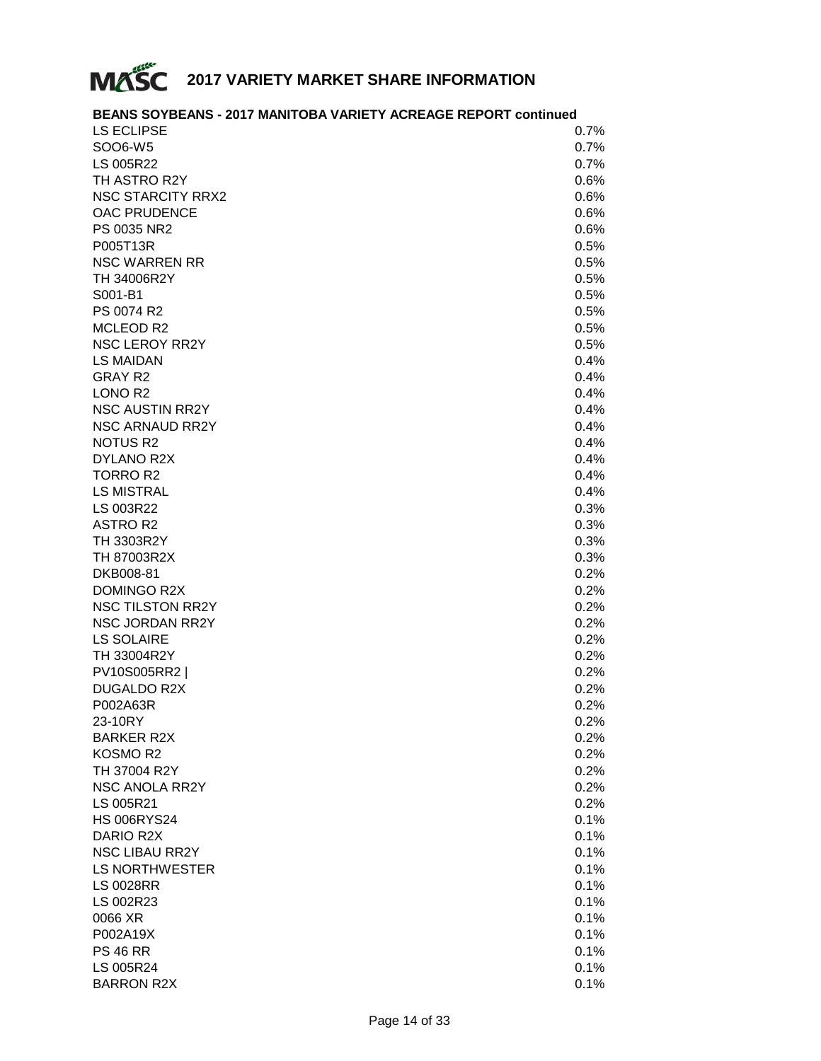## 2017 VARIETY MARKET SHARE INFORMATION

**BEANS SOYBEANS - 2017 MANITOBA VARIETY ACREAGE REPORT continued**

| Variety | Share |
|---|---|
| LS ECLIPSE | 0.7% |
| SOO6-W5 | 0.7% |
| LS 005R22 | 0.7% |
| TH ASTRO R2Y | 0.6% |
| NSC STARCITY RRX2 | 0.6% |
| OAC PRUDENCE | 0.6% |
| PS 0035 NR2 | 0.6% |
| P005T13R | 0.5% |
| NSC WARREN RR | 0.5% |
| TH 34006R2Y | 0.5% |
| S001-B1 | 0.5% |
| PS 0074 R2 | 0.5% |
| MCLEOD R2 | 0.5% |
| NSC LEROY RR2Y | 0.5% |
| LS MAIDAN | 0.4% |
| GRAY R2 | 0.4% |
| LONO R2 | 0.4% |
| NSC AUSTIN RR2Y | 0.4% |
| NSC ARNAUD RR2Y | 0.4% |
| NOTUS R2 | 0.4% |
| DYLANO R2X | 0.4% |
| TORRO R2 | 0.4% |
| LS MISTRAL | 0.4% |
| LS 003R22 | 0.3% |
| ASTRO R2 | 0.3% |
| TH 3303R2Y | 0.3% |
| TH 87003R2X | 0.3% |
| DKB008-81 | 0.2% |
| DOMINGO R2X | 0.2% |
| NSC TILSTON RR2Y | 0.2% |
| NSC JORDAN RR2Y | 0.2% |
| LS SOLAIRE | 0.2% |
| TH 33004R2Y | 0.2% |
| PV10S005RR2 | | 0.2% |
| DUGALDO R2X | 0.2% |
| P002A63R | 0.2% |
| 23-10RY | 0.2% |
| BARKER R2X | 0.2% |
| KOSMO R2 | 0.2% |
| TH 37004 R2Y | 0.2% |
| NSC ANOLA RR2Y | 0.2% |
| LS 005R21 | 0.2% |
| HS 006RYS24 | 0.1% |
| DARIO R2X | 0.1% |
| NSC LIBAU RR2Y | 0.1% |
| LS NORTHWESTER | 0.1% |
| LS 0028RR | 0.1% |
| LS 002R23 | 0.1% |
| 0066 XR | 0.1% |
| P002A19X | 0.1% |
| PS 46 RR | 0.1% |
| LS 005R24 | 0.1% |
| BARRON R2X | 0.1% |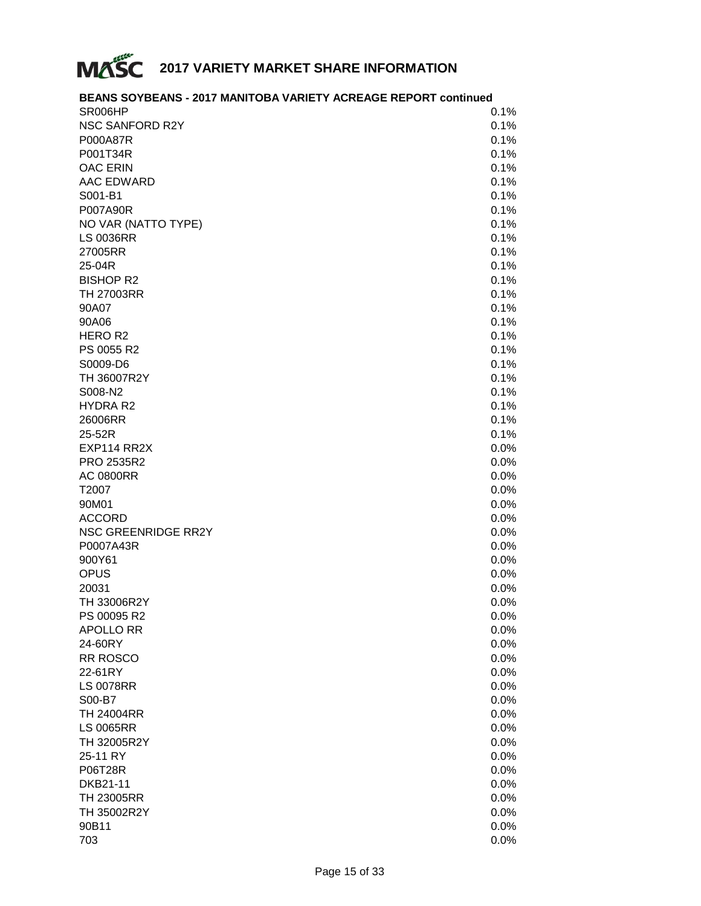# 2017 VARIETY MARKET SHARE INFORMATION

**BEANS SOYBEANS - 2017 MANITOBA VARIETY ACREAGE REPORT continued**

| Variety | Share |
|---|---|
| SR006HP | 0.1% |
| NSC SANFORD R2Y | 0.1% |
| P000A87R | 0.1% |
| P001T34R | 0.1% |
| OAC ERIN | 0.1% |
| AAC EDWARD | 0.1% |
| S001-B1 | 0.1% |
| P007A90R | 0.1% |
| NO VAR (NATTO TYPE) | 0.1% |
| LS 0036RR | 0.1% |
| 27005RR | 0.1% |
| 25-04R | 0.1% |
| BISHOP R2 | 0.1% |
| TH 27003RR | 0.1% |
| 90A07 | 0.1% |
| 90A06 | 0.1% |
| HERO R2 | 0.1% |
| PS 0055 R2 | 0.1% |
| S0009-D6 | 0.1% |
| TH 36007R2Y | 0.1% |
| S008-N2 | 0.1% |
| HYDRA R2 | 0.1% |
| 26006RR | 0.1% |
| 25-52R | 0.1% |
| EXP114 RR2X | 0.0% |
| PRO 2535R2 | 0.0% |
| AC 0800RR | 0.0% |
| T2007 | 0.0% |
| 90M01 | 0.0% |
| ACCORD | 0.0% |
| NSC GREENRIDGE RR2Y | 0.0% |
| P0007A43R | 0.0% |
| 900Y61 | 0.0% |
| OPUS | 0.0% |
| 20031 | 0.0% |
| TH 33006R2Y | 0.0% |
| PS 00095 R2 | 0.0% |
| APOLLO RR | 0.0% |
| 24-60RY | 0.0% |
| RR ROSCO | 0.0% |
| 22-61RY | 0.0% |
| LS 0078RR | 0.0% |
| S00-B7 | 0.0% |
| TH 24004RR | 0.0% |
| LS 0065RR | 0.0% |
| TH 32005R2Y | 0.0% |
| 25-11 RY | 0.0% |
| P06T28R | 0.0% |
| DKB21-11 | 0.0% |
| TH 23005RR | 0.0% |
| TH 35002R2Y | 0.0% |
| 90B11 | 0.0% |
| 703 | 0.0% |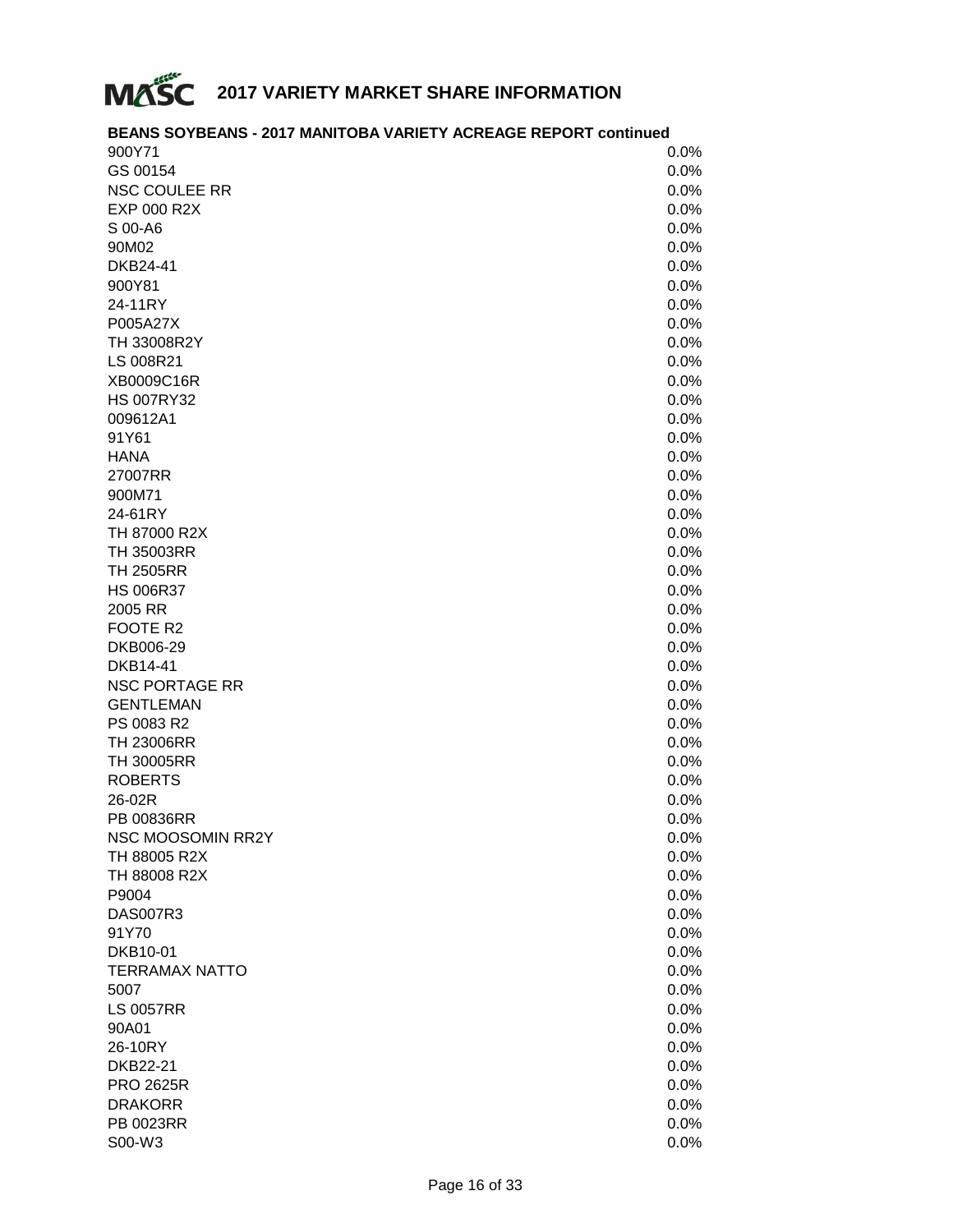# 2017 VARIETY MARKET SHARE INFORMATION

**BEANS SOYBEANS - 2017 MANITOBA VARIETY ACREAGE REPORT continued**

| Variety | Share |
|---|---|
| 900Y71 | 0.0% |
| GS 00154 | 0.0% |
| NSC COULEE RR | 0.0% |
| EXP 000 R2X | 0.0% |
| S 00-A6 | 0.0% |
| 90M02 | 0.0% |
| DKB24-41 | 0.0% |
| 900Y81 | 0.0% |
| 24-11RY | 0.0% |
| P005A27X | 0.0% |
| TH 33008R2Y | 0.0% |
| LS 008R21 | 0.0% |
| XB0009C16R | 0.0% |
| HS 007RY32 | 0.0% |
| 009612A1 | 0.0% |
| 91Y61 | 0.0% |
| HANA | 0.0% |
| 27007RR | 0.0% |
| 900M71 | 0.0% |
| 24-61RY | 0.0% |
| TH 87000 R2X | 0.0% |
| TH 35003RR | 0.0% |
| TH 2505RR | 0.0% |
| HS 006R37 | 0.0% |
| 2005 RR | 0.0% |
| FOOTE R2 | 0.0% |
| DKB006-29 | 0.0% |
| DKB14-41 | 0.0% |
| NSC PORTAGE RR | 0.0% |
| GENTLEMAN | 0.0% |
| PS 0083 R2 | 0.0% |
| TH 23006RR | 0.0% |
| TH 30005RR | 0.0% |
| ROBERTS | 0.0% |
| 26-02R | 0.0% |
| PB 00836RR | 0.0% |
| NSC MOOSOMIN RR2Y | 0.0% |
| TH 88005 R2X | 0.0% |
| TH 88008 R2X | 0.0% |
| P9004 | 0.0% |
| DAS007R3 | 0.0% |
| 91Y70 | 0.0% |
| DKB10-01 | 0.0% |
| TERRAMAX NATTO | 0.0% |
| 5007 | 0.0% |
| LS 0057RR | 0.0% |
| 90A01 | 0.0% |
| 26-10RY | 0.0% |
| DKB22-21 | 0.0% |
| PRO 2625R | 0.0% |
| DRAKORR | 0.0% |
| PB 0023RR | 0.0% |
| S00-W3 | 0.0% |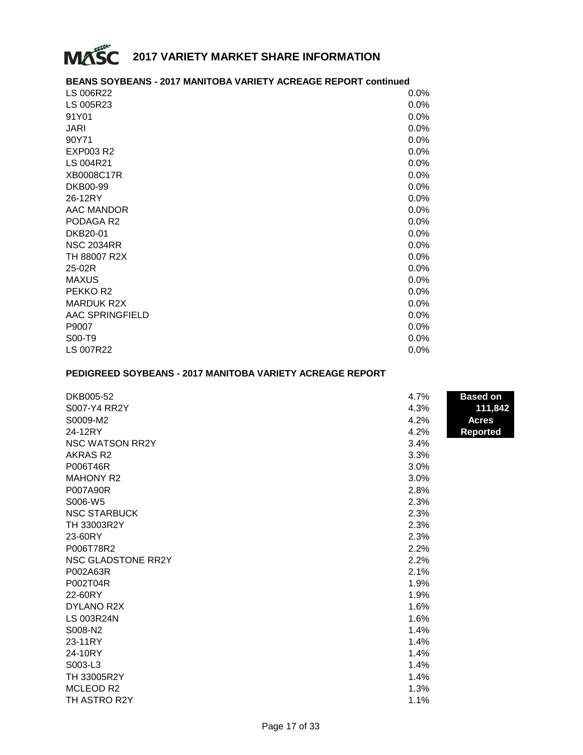## 2017 VARIETY MARKET SHARE INFORMATION

### BEANS SOYBEANS - 2017 MANITOBA VARIETY ACREAGE REPORT continued

| Variety | Share |
|---|---|
| LS 006R22 | 0.0% |
| LS 005R23 | 0.0% |
| 91Y01 | 0.0% |
| JARI | 0.0% |
| 90Y71 | 0.0% |
| EXP003 R2 | 0.0% |
| LS 004R21 | 0.0% |
| XB0008C17R | 0.0% |
| DKB00-99 | 0.0% |
| 26-12RY | 0.0% |
| AAC MANDOR | 0.0% |
| PODAGA R2 | 0.0% |
| DKB20-01 | 0.0% |
| NSC 2034RR | 0.0% |
| TH 88007 R2X | 0.0% |
| 25-02R | 0.0% |
| MAXUS | 0.0% |
| PEKKO R2 | 0.0% |
| MARDUK R2X | 0.0% |
| AAC SPRINGFIELD | 0.0% |
| P9007 | 0.0% |
| S00-T9 | 0.0% |
| LS 007R22 | 0.0% |

### PEDIGREED SOYBEANS - 2017 MANITOBA VARIETY ACREAGE REPORT

**Based on 111,842 Acres Reported**

| Variety | Share |
|---|---|
| DKB005-52 | 4.7% |
| S007-Y4 RR2Y | 4.3% |
| S0009-M2 | 4.2% |
| 24-12RY | 4.2% |
| NSC WATSON RR2Y | 3.4% |
| AKRAS R2 | 3.3% |
| P006T46R | 3.0% |
| MAHONY R2 | 3.0% |
| P007A90R | 2.8% |
| S006-W5 | 2.3% |
| NSC STARBUCK | 2.3% |
| TH 33003R2Y | 2.3% |
| 23-60RY | 2.3% |
| P006T78R2 | 2.2% |
| NSC GLADSTONE RR2Y | 2.2% |
| P002A63R | 2.1% |
| P002T04R | 1.9% |
| 22-60RY | 1.9% |
| DYLANO R2X | 1.6% |
| LS 003R24N | 1.6% |
| S008-N2 | 1.4% |
| 23-11RY | 1.4% |
| 24-10RY | 1.4% |
| S003-L3 | 1.4% |
| TH 33005R2Y | 1.4% |
| MCLEOD R2 | 1.3% |
| TH ASTRO R2Y | 1.1% |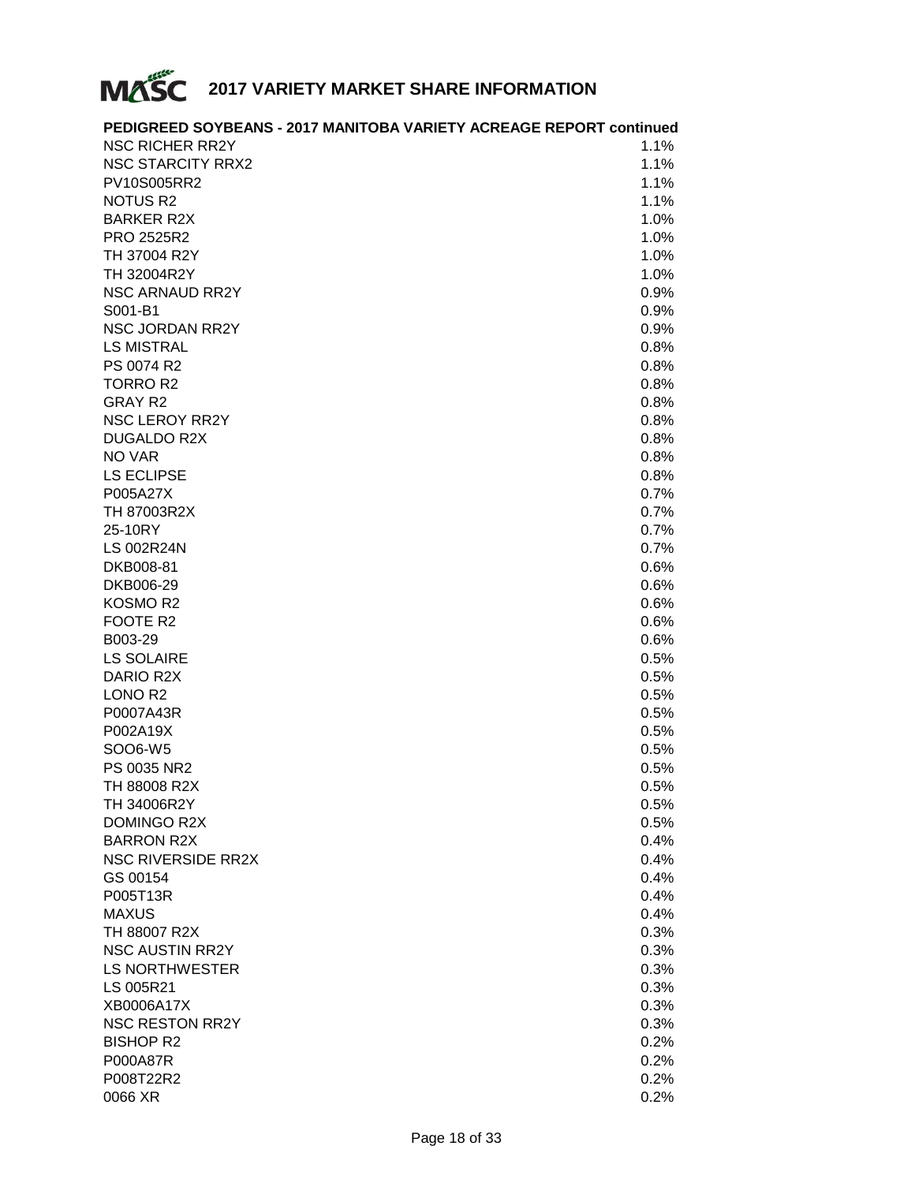# 2017 VARIETY MARKET SHARE INFORMATION

## PEDIGREED SOYBEANS - 2017 MANITOBA VARIETY ACREAGE REPORT continued

| Variety | Share |
|---|---|
| NSC RICHER RR2Y | 1.1% |
| NSC STARCITY RRX2 | 1.1% |
| PV10S005RR2 | 1.1% |
| NOTUS R2 | 1.1% |
| BARKER R2X | 1.0% |
| PRO 2525R2 | 1.0% |
| TH 37004 R2Y | 1.0% |
| TH 32004R2Y | 1.0% |
| NSC ARNAUD RR2Y | 0.9% |
| S001-B1 | 0.9% |
| NSC JORDAN RR2Y | 0.9% |
| LS MISTRAL | 0.8% |
| PS 0074 R2 | 0.8% |
| TORRO R2 | 0.8% |
| GRAY R2 | 0.8% |
| NSC LEROY RR2Y | 0.8% |
| DUGALDO R2X | 0.8% |
| NO VAR | 0.8% |
| LS ECLIPSE | 0.8% |
| P005A27X | 0.7% |
| TH 87003R2X | 0.7% |
| 25-10RY | 0.7% |
| LS 002R24N | 0.7% |
| DKB008-81 | 0.6% |
| DKB006-29 | 0.6% |
| KOSMO R2 | 0.6% |
| FOOTE R2 | 0.6% |
| B003-29 | 0.6% |
| LS SOLAIRE | 0.5% |
| DARIO R2X | 0.5% |
| LONO R2 | 0.5% |
| P0007A43R | 0.5% |
| P002A19X | 0.5% |
| SOO6-W5 | 0.5% |
| PS 0035 NR2 | 0.5% |
| TH 88008 R2X | 0.5% |
| TH 34006R2Y | 0.5% |
| DOMINGO R2X | 0.5% |
| BARRON R2X | 0.4% |
| NSC RIVERSIDE RR2X | 0.4% |
| GS 00154 | 0.4% |
| P005T13R | 0.4% |
| MAXUS | 0.4% |
| TH 88007 R2X | 0.3% |
| NSC AUSTIN RR2Y | 0.3% |
| LS NORTHWESTER | 0.3% |
| LS 005R21 | 0.3% |
| XB0006A17X | 0.3% |
| NSC RESTON RR2Y | 0.3% |
| BISHOP R2 | 0.2% |
| P000A87R | 0.2% |
| P008T22R2 | 0.2% |
| 0066 XR | 0.2% |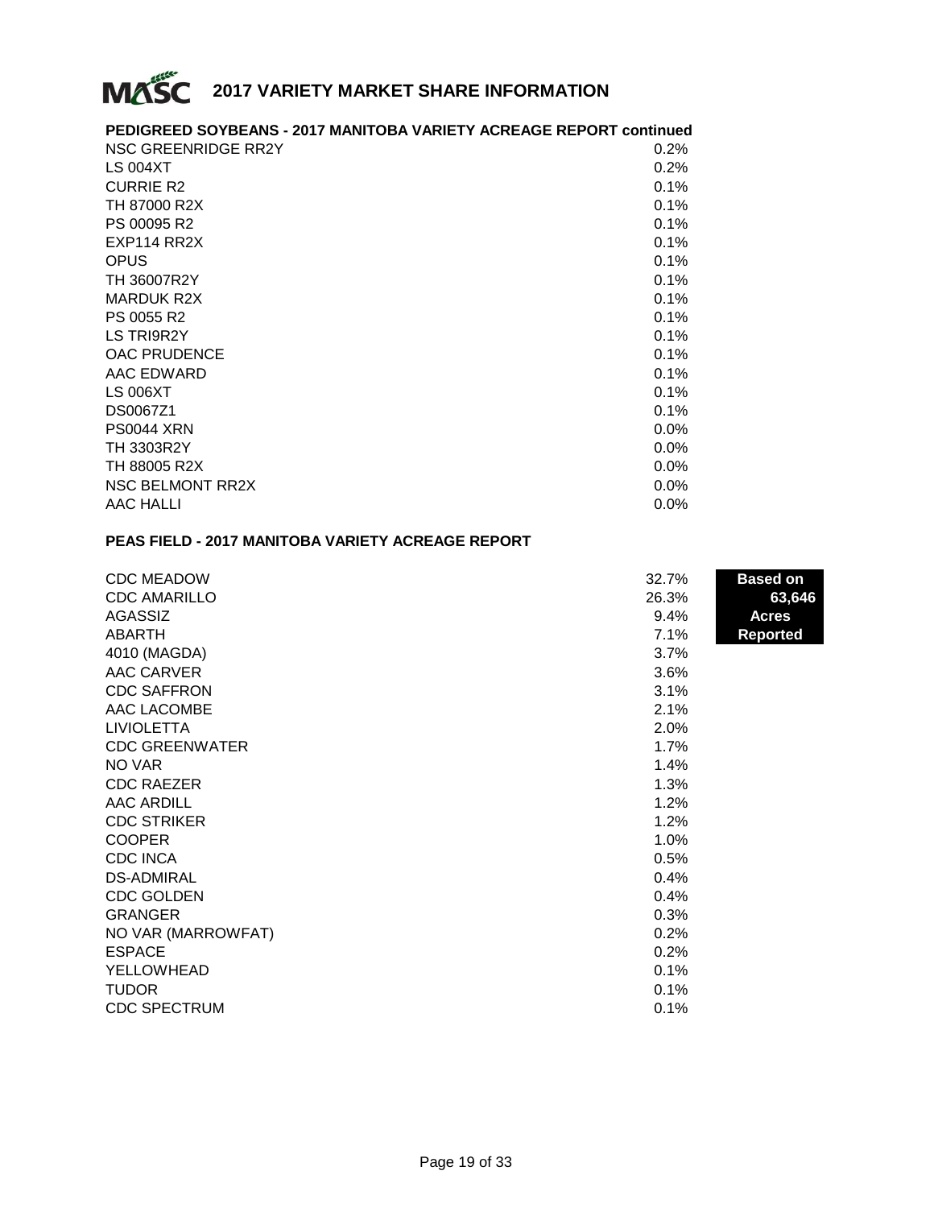# 2017 VARIETY MARKET SHARE INFORMATION

## PEDIGREED SOYBEANS - 2017 MANITOBA VARIETY ACREAGE REPORT continued

| Variety | Share |
|---|---|
| NSC GREENRIDGE RR2Y | 0.2% |
| LS 004XT | 0.2% |
| CURRIE R2 | 0.1% |
| TH 87000 R2X | 0.1% |
| PS 00095 R2 | 0.1% |
| EXP114 RR2X | 0.1% |
| OPUS | 0.1% |
| TH 36007R2Y | 0.1% |
| MARDUK R2X | 0.1% |
| PS 0055 R2 | 0.1% |
| LS TRI9R2Y | 0.1% |
| OAC PRUDENCE | 0.1% |
| AAC EDWARD | 0.1% |
| LS 006XT | 0.1% |
| DS0067Z1 | 0.1% |
| PS0044 XRN | 0.0% |
| TH 3303R2Y | 0.0% |
| TH 88005 R2X | 0.0% |
| NSC BELMONT RR2X | 0.0% |
| AAC HALLI | 0.0% |

## PEAS FIELD - 2017 MANITOBA VARIETY ACREAGE REPORT

**Based on 63,646 Acres Reported**

| Variety | Share |
|---|---|
| CDC MEADOW | 32.7% |
| CDC AMARILLO | 26.3% |
| AGASSIZ | 9.4% |
| ABARTH | 7.1% |
| 4010 (MAGDA) | 3.7% |
| AAC CARVER | 3.6% |
| CDC SAFFRON | 3.1% |
| AAC LACOMBE | 2.1% |
| LIVIOLETTA | 2.0% |
| CDC GREENWATER | 1.7% |
| NO VAR | 1.4% |
| CDC RAEZER | 1.3% |
| AAC ARDILL | 1.2% |
| CDC STRIKER | 1.2% |
| COOPER | 1.0% |
| CDC INCA | 0.5% |
| DS-ADMIRAL | 0.4% |
| CDC GOLDEN | 0.4% |
| GRANGER | 0.3% |
| NO VAR (MARROWFAT) | 0.2% |
| ESPACE | 0.2% |
| YELLOWHEAD | 0.1% |
| TUDOR | 0.1% |
| CDC SPECTRUM | 0.1% |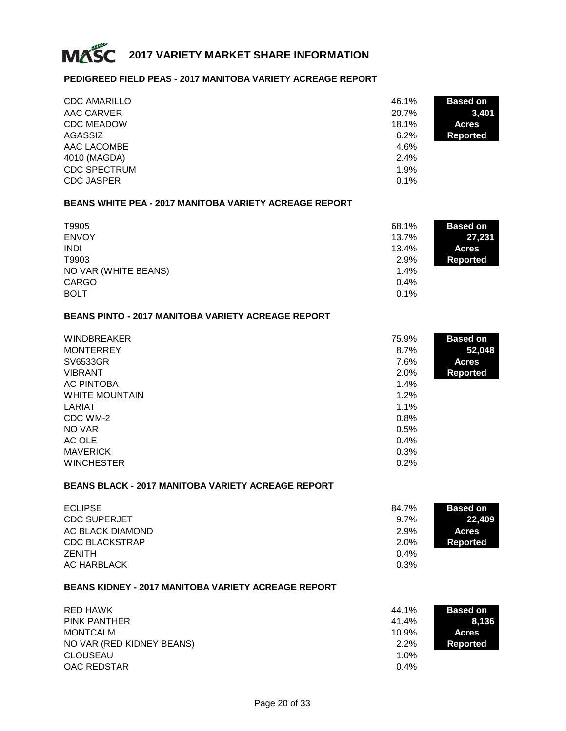# MASC 2017 VARIETY MARKET SHARE INFORMATION

## PEDIGREED FIELD PEAS - 2017 MANITOBA VARIETY ACREAGE REPORT

**Based on 3,401 Acres Reported**

| Variety | Share |
|---|---|
| CDC AMARILLO | 46.1% |
| AAC CARVER | 20.7% |
| CDC MEADOW | 18.1% |
| AGASSIZ | 6.2% |
| AAC LACOMBE | 4.6% |
| 4010 (MAGDA) | 2.4% |
| CDC SPECTRUM | 1.9% |
| CDC JASPER | 0.1% |

## BEANS WHITE PEA - 2017 MANITOBA VARIETY ACREAGE REPORT

**Based on 27,231 Acres Reported**

| Variety | Share |
|---|---|
| T9905 | 68.1% |
| ENVOY | 13.7% |
| INDI | 13.4% |
| T9903 | 2.9% |
| NO VAR (WHITE BEANS) | 1.4% |
| CARGO | 0.4% |
| BOLT | 0.1% |

## BEANS PINTO - 2017 MANITOBA VARIETY ACREAGE REPORT

**Based on 52,048 Acres Reported**

| Variety | Share |
|---|---|
| WINDBREAKER | 75.9% |
| MONTERREY | 8.7% |
| SV6533GR | 7.6% |
| VIBRANT | 2.0% |
| AC PINTOBA | 1.4% |
| WHITE MOUNTAIN | 1.2% |
| LARIAT | 1.1% |
| CDC WM-2 | 0.8% |
| NO VAR | 0.5% |
| AC OLE | 0.4% |
| MAVERICK | 0.3% |
| WINCHESTER | 0.2% |

## BEANS BLACK - 2017 MANITOBA VARIETY ACREAGE REPORT

**Based on 22,409 Acres Reported**

| Variety | Share |
|---|---|
| ECLIPSE | 84.7% |
| CDC SUPERJET | 9.7% |
| AC BLACK DIAMOND | 2.9% |
| CDC BLACKSTRAP | 2.0% |
| ZENITH | 0.4% |
| AC HARBLACK | 0.3% |

## BEANS KIDNEY - 2017 MANITOBA VARIETY ACREAGE REPORT

**Based on 8,136 Acres Reported**

| Variety | Share |
|---|---|
| RED HAWK | 44.1% |
| PINK PANTHER | 41.4% |
| MONTCALM | 10.9% |
| NO VAR (RED KIDNEY BEANS) | 2.2% |
| CLOUSEAU | 1.0% |
| OAC REDSTAR | 0.4% |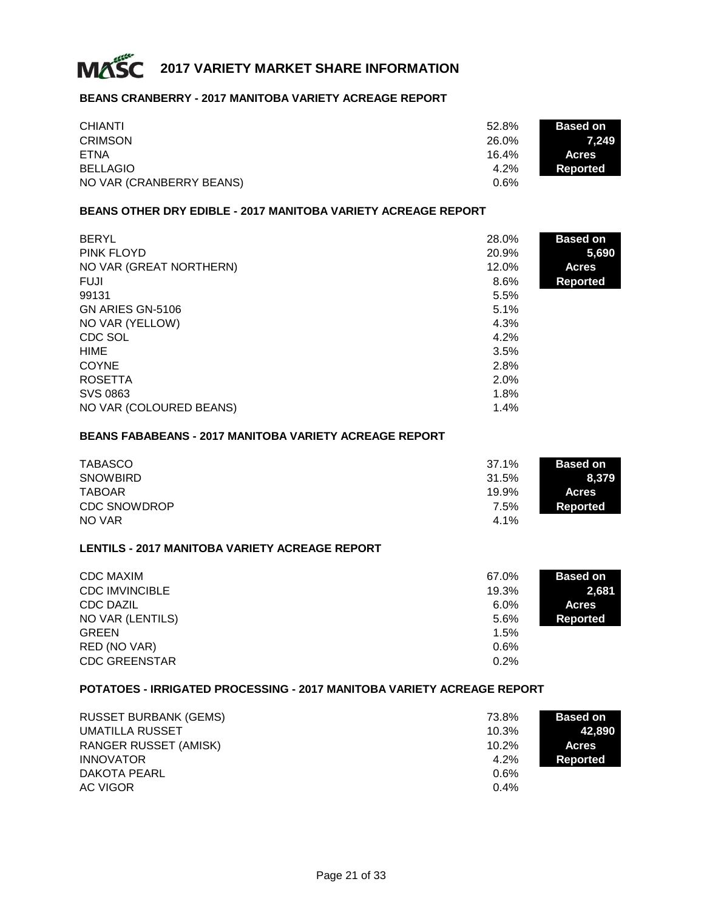# MASC 2017 VARIETY MARKET SHARE INFORMATION

### BEANS CRANBERRY - 2017 MANITOBA VARIETY ACREAGE REPORT

| Variety | Share |
|---|---|
| CHIANTI | 52.8% |
| CRIMSON | 26.0% |
| ETNA | 16.4% |
| BELLAGIO | 4.2% |
| NO VAR (CRANBERRY BEANS) | 0.6% |

**Based on 7,249 Acres Reported**

### BEANS OTHER DRY EDIBLE - 2017 MANITOBA VARIETY ACREAGE REPORT

| Variety | Share |
|---|---|
| BERYL | 28.0% |
| PINK FLOYD | 20.9% |
| NO VAR (GREAT NORTHERN) | 12.0% |
| FUJI | 8.6% |
| 99131 | 5.5% |
| GN ARIES GN-5106 | 5.1% |
| NO VAR (YELLOW) | 4.3% |
| CDC SOL | 4.2% |
| HIME | 3.5% |
| COYNE | 2.8% |
| ROSETTA | 2.0% |
| SVS 0863 | 1.8% |
| NO VAR (COLOURED BEANS) | 1.4% |

**Based on 5,690 Acres Reported**

### BEANS FABABEANS - 2017 MANITOBA VARIETY ACREAGE REPORT

| Variety | Share |
|---|---|
| TABASCO | 37.1% |
| SNOWBIRD | 31.5% |
| TABOAR | 19.9% |
| CDC SNOWDROP | 7.5% |
| NO VAR | 4.1% |

**Based on 8,379 Acres Reported**

### LENTILS - 2017 MANITOBA VARIETY ACREAGE REPORT

| Variety | Share |
|---|---|
| CDC MAXIM | 67.0% |
| CDC IMVINCIBLE | 19.3% |
| CDC DAZIL | 6.0% |
| NO VAR (LENTILS) | 5.6% |
| GREEN | 1.5% |
| RED (NO VAR) | 0.6% |
| CDC GREENSTAR | 0.2% |

**Based on 2,681 Acres Reported**

### POTATOES - IRRIGATED PROCESSING - 2017 MANITOBA VARIETY ACREAGE REPORT

| Variety | Share |
|---|---|
| RUSSET BURBANK (GEMS) | 73.8% |
| UMATILLA RUSSET | 10.3% |
| RANGER RUSSET (AMISK) | 10.2% |
| INNOVATOR | 4.2% |
| DAKOTA PEARL | 0.6% |
| AC VIGOR | 0.4% |

**Based on 42,890 Acres Reported**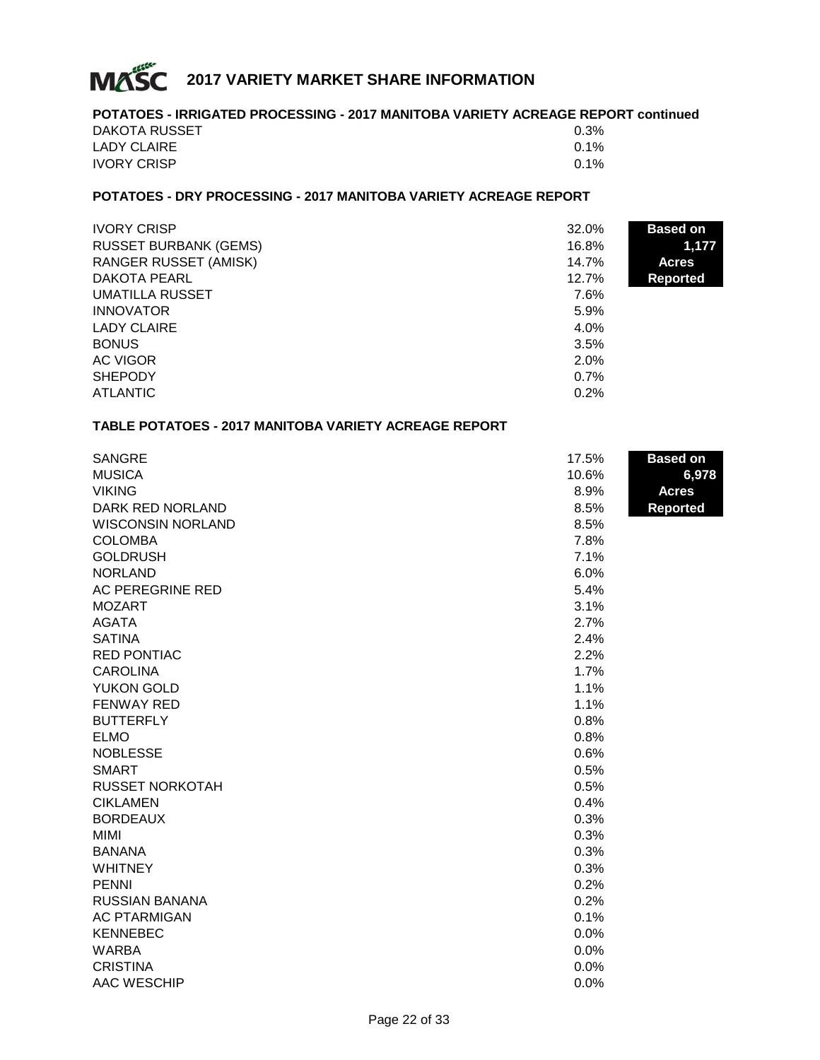# 2017 VARIETY MARKET SHARE INFORMATION

## POTATOES - IRRIGATED PROCESSING - 2017 MANITOBA VARIETY ACREAGE REPORT continued

| Variety | Share |
|---|---|
| DAKOTA RUSSET | 0.3% |
| LADY CLAIRE | 0.1% |
| IVORY CRISP | 0.1% |

## POTATOES - DRY PROCESSING - 2017 MANITOBA VARIETY ACREAGE REPORT

**Based on 1,177 Acres Reported**

| Variety | Share |
|---|---|
| IVORY CRISP | 32.0% |
| RUSSET BURBANK (GEMS) | 16.8% |
| RANGER RUSSET (AMISK) | 14.7% |
| DAKOTA PEARL | 12.7% |
| UMATILLA RUSSET | 7.6% |
| INNOVATOR | 5.9% |
| LADY CLAIRE | 4.0% |
| BONUS | 3.5% |
| AC VIGOR | 2.0% |
| SHEPODY | 0.7% |
| ATLANTIC | 0.2% |

## TABLE POTATOES - 2017 MANITOBA VARIETY ACREAGE REPORT

**Based on 6,978 Acres Reported**

| Variety | Share |
|---|---|
| SANGRE | 17.5% |
| MUSICA | 10.6% |
| VIKING | 8.9% |
| DARK RED NORLAND | 8.5% |
| WISCONSIN NORLAND | 8.5% |
| COLOMBA | 7.8% |
| GOLDRUSH | 7.1% |
| NORLAND | 6.0% |
| AC PEREGRINE RED | 5.4% |
| MOZART | 3.1% |
| AGATA | 2.7% |
| SATINA | 2.4% |
| RED PONTIAC | 2.2% |
| CAROLINA | 1.7% |
| YUKON GOLD | 1.1% |
| FENWAY RED | 1.1% |
| BUTTERFLY | 0.8% |
| ELMO | 0.8% |
| NOBLESSE | 0.6% |
| SMART | 0.5% |
| RUSSET NORKOTAH | 0.5% |
| CIKLAMEN | 0.4% |
| BORDEAUX | 0.3% |
| MIMI | 0.3% |
| BANANA | 0.3% |
| WHITNEY | 0.3% |
| PENNI | 0.2% |
| RUSSIAN BANANA | 0.2% |
| AC PTARMIGAN | 0.1% |
| KENNEBEC | 0.0% |
| WARBA | 0.0% |
| CRISTINA | 0.0% |
| AAC WESCHIP | 0.0% |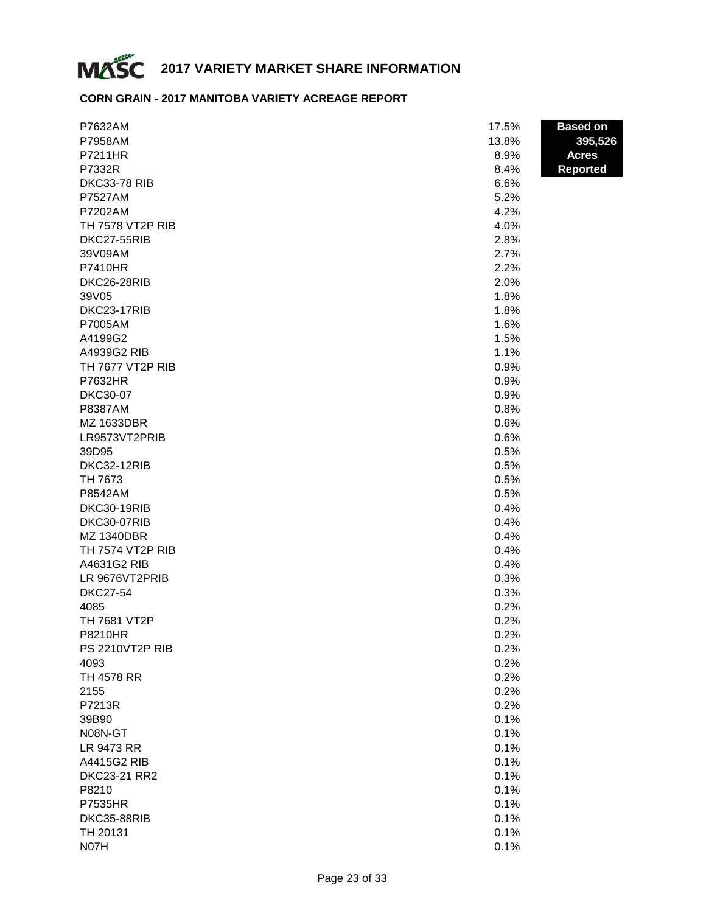# 2017 VARIETY MARKET SHARE INFORMATION

## CORN GRAIN - 2017 MANITOBA VARIETY ACREAGE REPORT

**Based on 395,526 Acres Reported**

| Variety | Share |
|---|---|
| P7632AM | 17.5% |
| P7958AM | 13.8% |
| P7211HR | 8.9% |
| P7332R | 8.4% |
| DKC33-78 RIB | 6.6% |
| P7527AM | 5.2% |
| P7202AM | 4.2% |
| TH 7578 VT2P RIB | 4.0% |
| DKC27-55RIB | 2.8% |
| 39V09AM | 2.7% |
| P7410HR | 2.2% |
| DKC26-28RIB | 2.0% |
| 39V05 | 1.8% |
| DKC23-17RIB | 1.8% |
| P7005AM | 1.6% |
| A4199G2 | 1.5% |
| A4939G2 RIB | 1.1% |
| TH 7677 VT2P RIB | 0.9% |
| P7632HR | 0.9% |
| DKC30-07 | 0.9% |
| P8387AM | 0.8% |
| MZ 1633DBR | 0.6% |
| LR9573VT2PRIB | 0.6% |
| 39D95 | 0.5% |
| DKC32-12RIB | 0.5% |
| TH 7673 | 0.5% |
| P8542AM | 0.5% |
| DKC30-19RIB | 0.4% |
| DKC30-07RIB | 0.4% |
| MZ 1340DBR | 0.4% |
| TH 7574 VT2P RIB | 0.4% |
| A4631G2 RIB | 0.4% |
| LR 9676VT2PRIB | 0.3% |
| DKC27-54 | 0.3% |
| 4085 | 0.2% |
| TH 7681 VT2P | 0.2% |
| P8210HR | 0.2% |
| PS 2210VT2P RIB | 0.2% |
| 4093 | 0.2% |
| TH 4578 RR | 0.2% |
| 2155 | 0.2% |
| P7213R | 0.2% |
| 39B90 | 0.1% |
| N08N-GT | 0.1% |
| LR 9473 RR | 0.1% |
| A4415G2 RIB | 0.1% |
| DKC23-21 RR2 | 0.1% |
| P8210 | 0.1% |
| P7535HR | 0.1% |
| DKC35-88RIB | 0.1% |
| TH 20131 | 0.1% |
| N07H | 0.1% |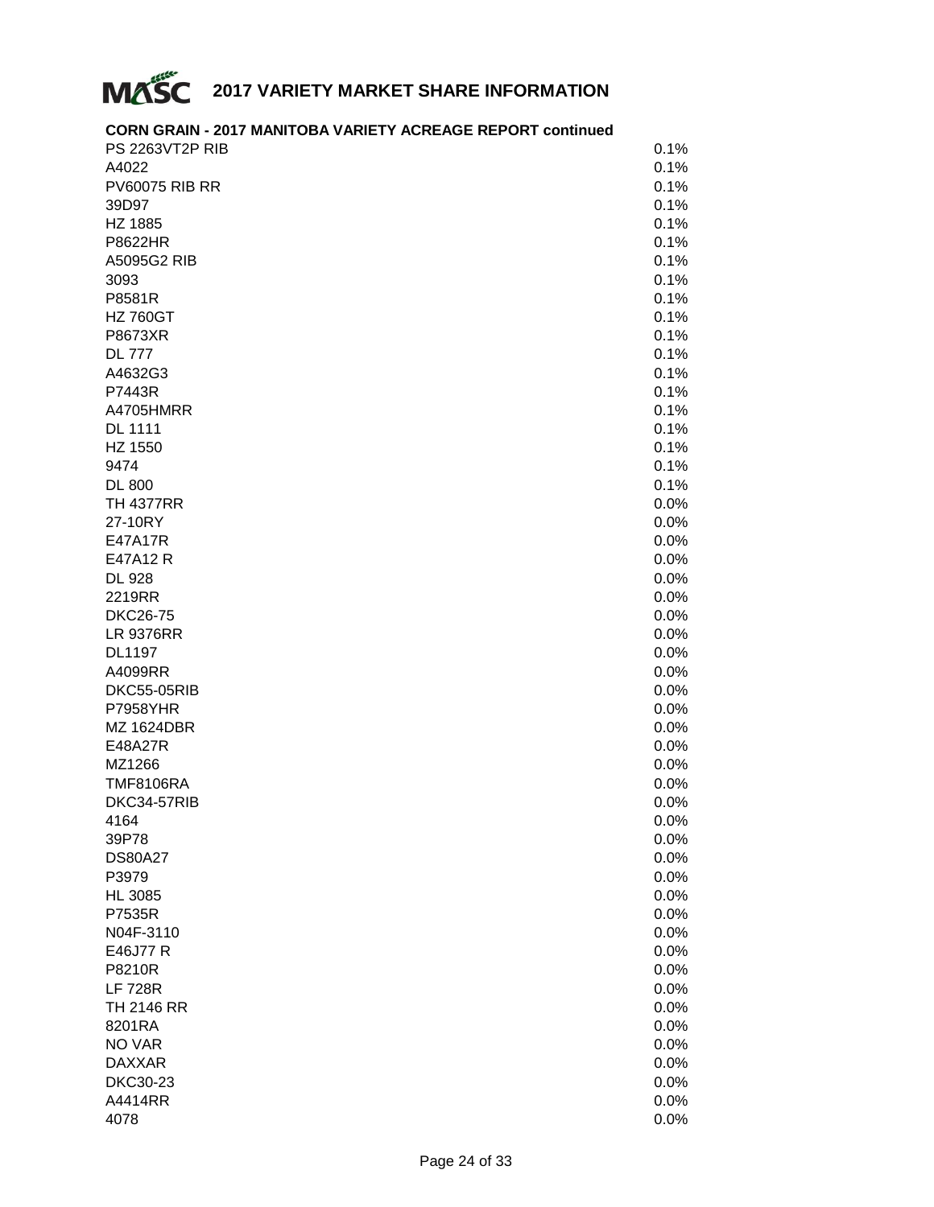# 2017 VARIETY MARKET SHARE INFORMATION

**CORN GRAIN - 2017 MANITOBA VARIETY ACREAGE REPORT continued**

| Variety | Share |
|---|---|
| PS 2263VT2P RIB | 0.1% |
| A4022 | 0.1% |
| PV60075 RIB RR | 0.1% |
| 39D97 | 0.1% |
| HZ 1885 | 0.1% |
| P8622HR | 0.1% |
| A5095G2 RIB | 0.1% |
| 3093 | 0.1% |
| P8581R | 0.1% |
| HZ 760GT | 0.1% |
| P8673XR | 0.1% |
| DL 777 | 0.1% |
| A4632G3 | 0.1% |
| P7443R | 0.1% |
| A4705HMRR | 0.1% |
| DL 1111 | 0.1% |
| HZ 1550 | 0.1% |
| 9474 | 0.1% |
| DL 800 | 0.1% |
| TH 4377RR | 0.0% |
| 27-10RY | 0.0% |
| E47A17R | 0.0% |
| E47A12 R | 0.0% |
| DL 928 | 0.0% |
| 2219RR | 0.0% |
| DKC26-75 | 0.0% |
| LR 9376RR | 0.0% |
| DL1197 | 0.0% |
| A4099RR | 0.0% |
| DKC55-05RIB | 0.0% |
| P7958YHR | 0.0% |
| MZ 1624DBR | 0.0% |
| E48A27R | 0.0% |
| MZ1266 | 0.0% |
| TMF8106RA | 0.0% |
| DKC34-57RIB | 0.0% |
| 4164 | 0.0% |
| 39P78 | 0.0% |
| DS80A27 | 0.0% |
| P3979 | 0.0% |
| HL 3085 | 0.0% |
| P7535R | 0.0% |
| N04F-3110 | 0.0% |
| E46J77 R | 0.0% |
| P8210R | 0.0% |
| LF 728R | 0.0% |
| TH 2146 RR | 0.0% |
| 8201RA | 0.0% |
| NO VAR | 0.0% |
| DAXXAR | 0.0% |
| DKC30-23 | 0.0% |
| A4414RR | 0.0% |
| 4078 | 0.0% |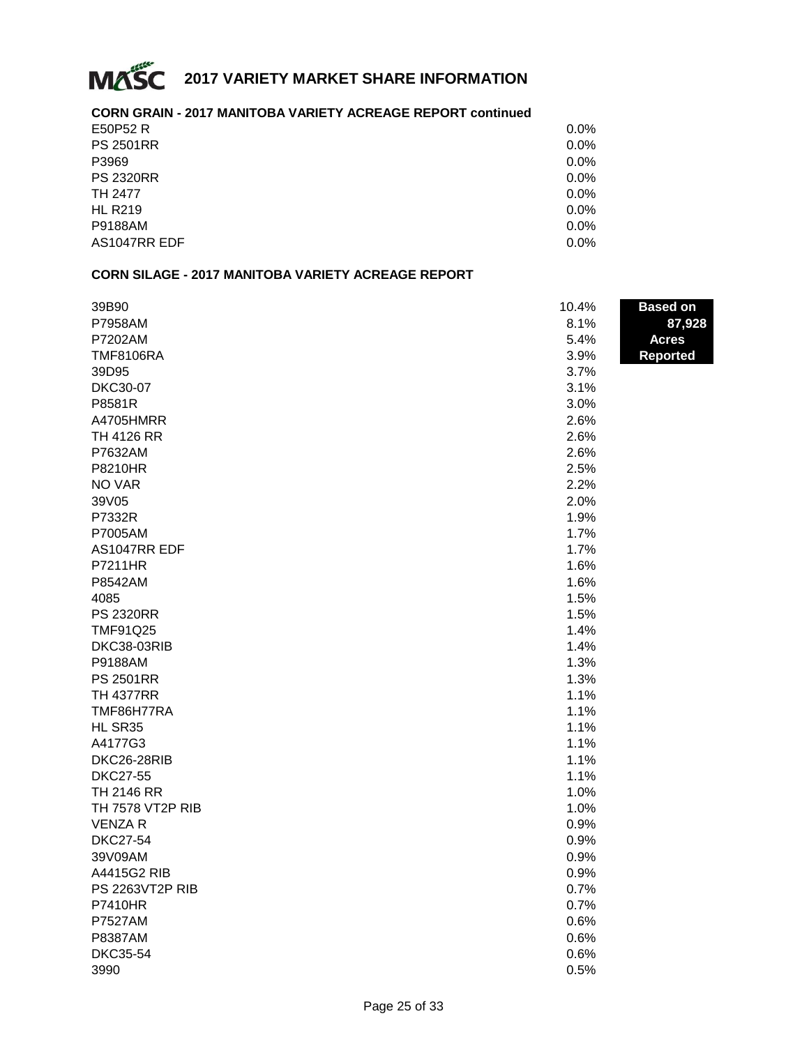## 2017 VARIETY MARKET SHARE INFORMATION

### CORN GRAIN - 2017 MANITOBA VARIETY ACREAGE REPORT continued

| Variety | Share |
|---|---|
| E50P52 R | 0.0% |
| PS 2501RR | 0.0% |
| P3969 | 0.0% |
| PS 2320RR | 0.0% |
| TH 2477 | 0.0% |
| HL R219 | 0.0% |
| P9188AM | 0.0% |
| AS1047RR EDF | 0.0% |

### CORN SILAGE - 2017 MANITOBA VARIETY ACREAGE REPORT

**Based on 87,928 Acres Reported**

| Variety | Share |
|---|---|
| 39B90 | 10.4% |
| P7958AM | 8.1% |
| P7202AM | 5.4% |
| TMF8106RA | 3.9% |
| 39D95 | 3.7% |
| DKC30-07 | 3.1% |
| P8581R | 3.0% |
| A4705HMRR | 2.6% |
| TH 4126 RR | 2.6% |
| P7632AM | 2.6% |
| P8210HR | 2.5% |
| NO VAR | 2.2% |
| 39V05 | 2.0% |
| P7332R | 1.9% |
| P7005AM | 1.7% |
| AS1047RR EDF | 1.7% |
| P7211HR | 1.6% |
| P8542AM | 1.6% |
| 4085 | 1.5% |
| PS 2320RR | 1.5% |
| TMF91Q25 | 1.4% |
| DKC38-03RIB | 1.4% |
| P9188AM | 1.3% |
| PS 2501RR | 1.3% |
| TH 4377RR | 1.1% |
| TMF86H77RA | 1.1% |
| HL SR35 | 1.1% |
| A4177G3 | 1.1% |
| DKC26-28RIB | 1.1% |
| DKC27-55 | 1.1% |
| TH 2146 RR | 1.0% |
| TH 7578 VT2P RIB | 1.0% |
| VENZA R | 0.9% |
| DKC27-54 | 0.9% |
| 39V09AM | 0.9% |
| A4415G2 RIB | 0.9% |
| PS 2263VT2P RIB | 0.7% |
| P7410HR | 0.7% |
| P7527AM | 0.6% |
| P8387AM | 0.6% |
| DKC35-54 | 0.6% |
| 3990 | 0.5% |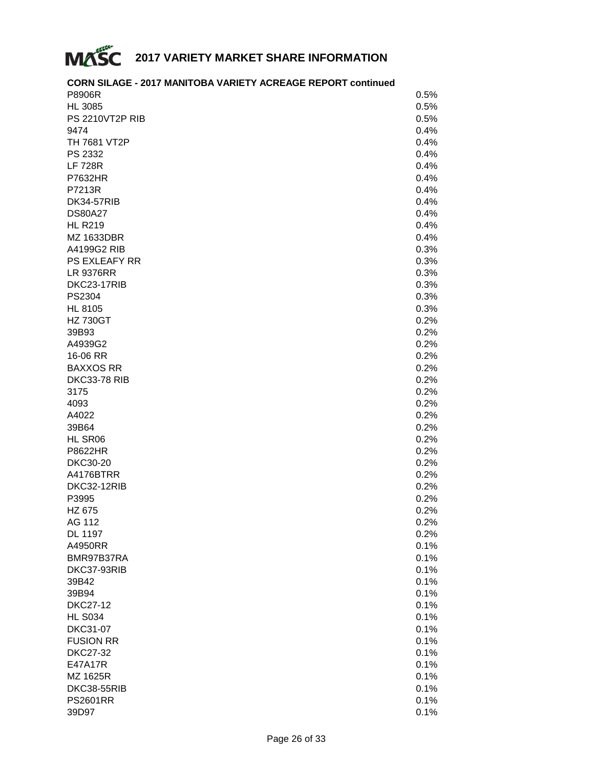# 2017 VARIETY MARKET SHARE INFORMATION

**CORN SILAGE - 2017 MANITOBA VARIETY ACREAGE REPORT continued**

| Variety | Share |
|---|---|
| P8906R | 0.5% |
| HL 3085 | 0.5% |
| PS 2210VT2P RIB | 0.5% |
| 9474 | 0.4% |
| TH 7681 VT2P | 0.4% |
| PS 2332 | 0.4% |
| LF 728R | 0.4% |
| P7632HR | 0.4% |
| P7213R | 0.4% |
| DK34-57RIB | 0.4% |
| DS80A27 | 0.4% |
| HL R219 | 0.4% |
| MZ 1633DBR | 0.4% |
| A4199G2 RIB | 0.3% |
| PS EXLEAFY RR | 0.3% |
| LR 9376RR | 0.3% |
| DKC23-17RIB | 0.3% |
| PS2304 | 0.3% |
| HL 8105 | 0.3% |
| HZ 730GT | 0.2% |
| 39B93 | 0.2% |
| A4939G2 | 0.2% |
| 16-06 RR | 0.2% |
| BAXXOS RR | 0.2% |
| DKC33-78 RIB | 0.2% |
| 3175 | 0.2% |
| 4093 | 0.2% |
| A4022 | 0.2% |
| 39B64 | 0.2% |
| HL SR06 | 0.2% |
| P8622HR | 0.2% |
| DKC30-20 | 0.2% |
| A4176BTRR | 0.2% |
| DKC32-12RIB | 0.2% |
| P3995 | 0.2% |
| HZ 675 | 0.2% |
| AG 112 | 0.2% |
| DL 1197 | 0.2% |
| A4950RR | 0.1% |
| BMR97B37RA | 0.1% |
| DKC37-93RIB | 0.1% |
| 39B42 | 0.1% |
| 39B94 | 0.1% |
| DKC27-12 | 0.1% |
| HL S034 | 0.1% |
| DKC31-07 | 0.1% |
| FUSION RR | 0.1% |
| DKC27-32 | 0.1% |
| E47A17R | 0.1% |
| MZ 1625R | 0.1% |
| DKC38-55RIB | 0.1% |
| PS2601RR | 0.1% |
| 39D97 | 0.1% |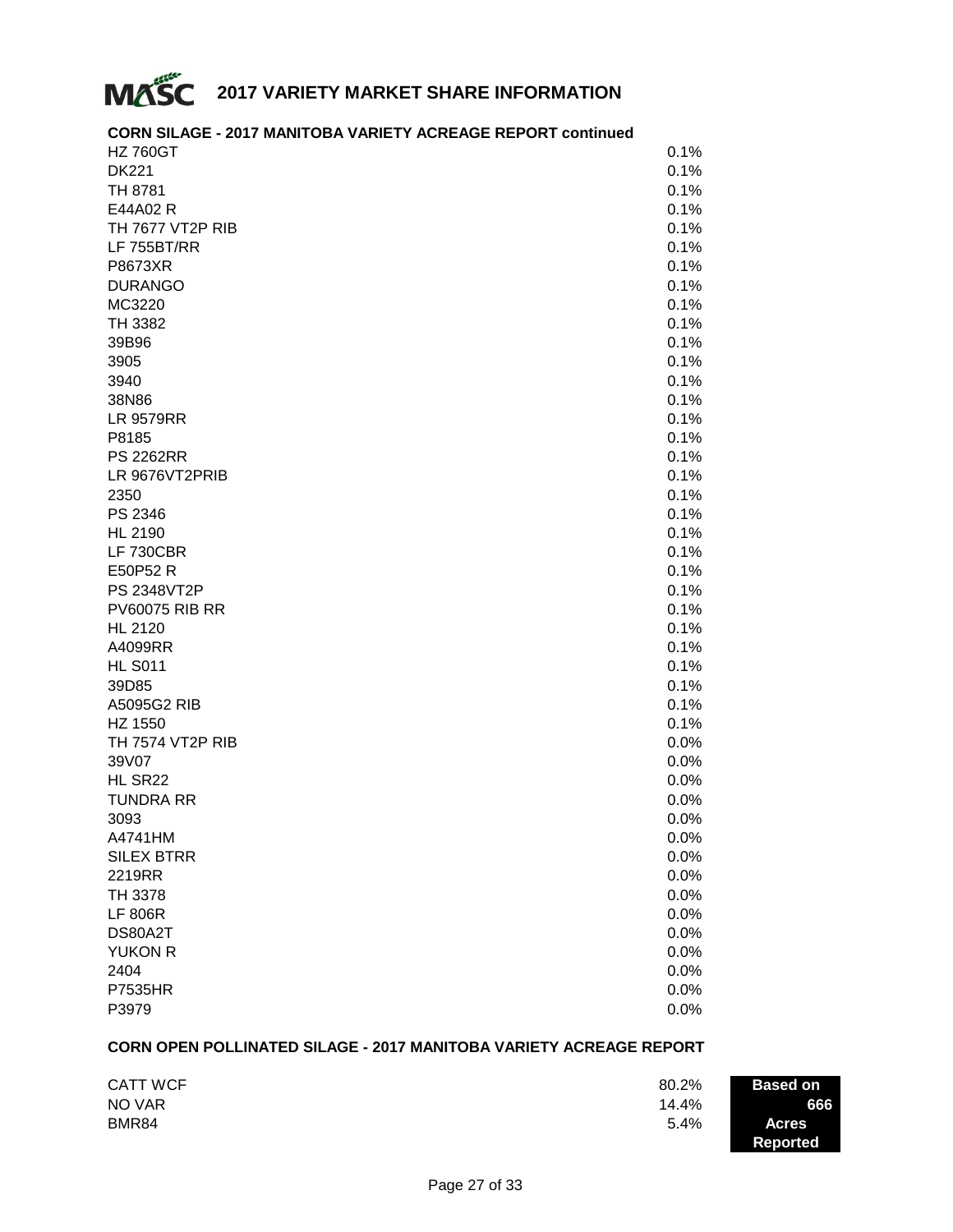# 2017 VARIETY MARKET SHARE INFORMATION

## CORN SILAGE - 2017 MANITOBA VARIETY ACREAGE REPORT continued

| Variety | Share |
|---|---|
| HZ 760GT | 0.1% |
| DK221 | 0.1% |
| TH 8781 | 0.1% |
| E44A02 R | 0.1% |
| TH 7677 VT2P RIB | 0.1% |
| LF 755BT/RR | 0.1% |
| P8673XR | 0.1% |
| DURANGO | 0.1% |
| MC3220 | 0.1% |
| TH 3382 | 0.1% |
| 39B96 | 0.1% |
| 3905 | 0.1% |
| 3940 | 0.1% |
| 38N86 | 0.1% |
| LR 9579RR | 0.1% |
| P8185 | 0.1% |
| PS 2262RR | 0.1% |
| LR 9676VT2PRIB | 0.1% |
| 2350 | 0.1% |
| PS 2346 | 0.1% |
| HL 2190 | 0.1% |
| LF 730CBR | 0.1% |
| E50P52 R | 0.1% |
| PS 2348VT2P | 0.1% |
| PV60075 RIB RR | 0.1% |
| HL 2120 | 0.1% |
| A4099RR | 0.1% |
| HL S011 | 0.1% |
| 39D85 | 0.1% |
| A5095G2 RIB | 0.1% |
| HZ 1550 | 0.1% |
| TH 7574 VT2P RIB | 0.0% |
| 39V07 | 0.0% |
| HL SR22 | 0.0% |
| TUNDRA RR | 0.0% |
| 3093 | 0.0% |
| A4741HM | 0.0% |
| SILEX BTRR | 0.0% |
| 2219RR | 0.0% |
| TH 3378 | 0.0% |
| LF 806R | 0.0% |
| DS80A2T | 0.0% |
| YUKON R | 0.0% |
| 2404 | 0.0% |
| P7535HR | 0.0% |
| P3979 | 0.0% |

## CORN OPEN POLLINATED SILAGE - 2017 MANITOBA VARIETY ACREAGE REPORT

| Variety | Share |
|---|---|
| CATT WCF | 80.2% |
| NO VAR | 14.4% |
| BMR84 | 5.4% |

**Based on 666 Acres Reported**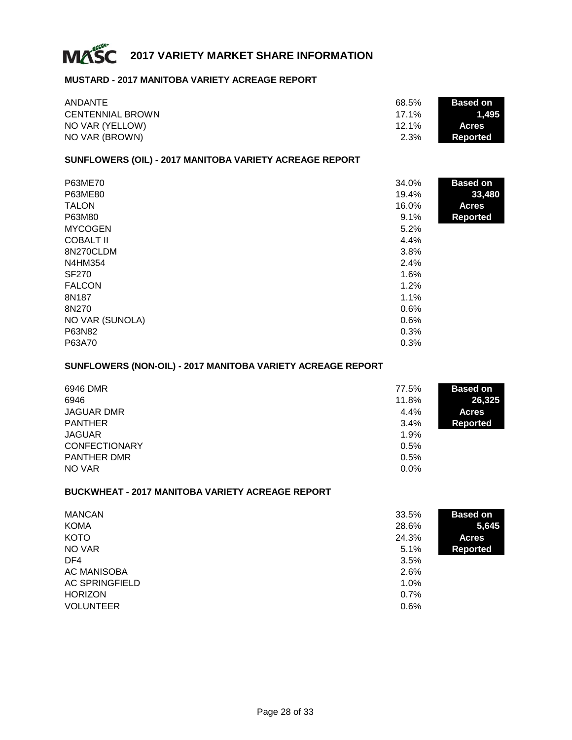# 2017 VARIETY MARKET SHARE INFORMATION

## MUSTARD - 2017 MANITOBA VARIETY ACREAGE REPORT

| Variety | Share |
|---|---|
| ANDANTE | 68.5% |
| CENTENNIAL BROWN | 17.1% |
| NO VAR (YELLOW) | 12.1% |
| NO VAR (BROWN) | 2.3% |

**Based on 1,495 Acres Reported**

## SUNFLOWERS (OIL) - 2017 MANITOBA VARIETY ACREAGE REPORT

| Variety | Share |
|---|---|
| P63ME70 | 34.0% |
| P63ME80 | 19.4% |
| TALON | 16.0% |
| P63M80 | 9.1% |
| MYCOGEN | 5.2% |
| COBALT II | 4.4% |
| 8N270CLDM | 3.8% |
| N4HM354 | 2.4% |
| SF270 | 1.6% |
| FALCON | 1.2% |
| 8N187 | 1.1% |
| 8N270 | 0.6% |
| NO VAR (SUNOLA) | 0.6% |
| P63N82 | 0.3% |
| P63A70 | 0.3% |

**Based on 33,480 Acres Reported**

## SUNFLOWERS (NON-OIL) - 2017 MANITOBA VARIETY ACREAGE REPORT

| Variety | Share |
|---|---|
| 6946 DMR | 77.5% |
| 6946 | 11.8% |
| JAGUAR DMR | 4.4% |
| PANTHER | 3.4% |
| JAGUAR | 1.9% |
| CONFECTIONARY | 0.5% |
| PANTHER DMR | 0.5% |
| NO VAR | 0.0% |

**Based on 26,325 Acres Reported**

## BUCKWHEAT - 2017 MANITOBA VARIETY ACREAGE REPORT

| Variety | Share |
|---|---|
| MANCAN | 33.5% |
| KOMA | 28.6% |
| KOTO | 24.3% |
| NO VAR | 5.1% |
| DF4 | 3.5% |
| AC MANISOBA | 2.6% |
| AC SPRINGFIELD | 1.0% |
| HORIZON | 0.7% |
| VOLUNTEER | 0.6% |

**Based on 5,645 Acres Reported**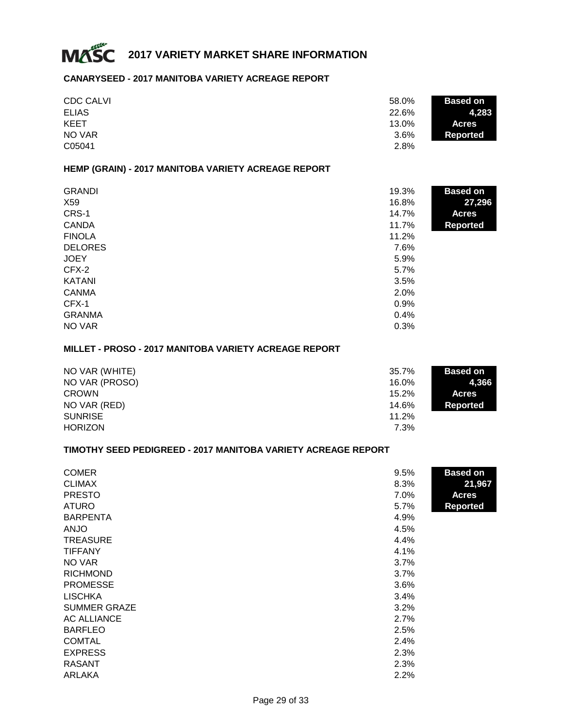# MASC 2017 VARIETY MARKET SHARE INFORMATION

## CANARYSEED - 2017 MANITOBA VARIETY ACREAGE REPORT

**Based on 4,283 Acres Reported**

| Variety | Share |
|---|---|
| CDC CALVI | 58.0% |
| ELIAS | 22.6% |
| KEET | 13.0% |
| NO VAR | 3.6% |
| C05041 | 2.8% |

## HEMP (GRAIN) - 2017 MANITOBA VARIETY ACREAGE REPORT

**Based on 27,296 Acres Reported**

| Variety | Share |
|---|---|
| GRANDI | 19.3% |
| X59 | 16.8% |
| CRS-1 | 14.7% |
| CANDA | 11.7% |
| FINOLA | 11.2% |
| DELORES | 7.6% |
| JOEY | 5.9% |
| CFX-2 | 5.7% |
| KATANI | 3.5% |
| CANMA | 2.0% |
| CFX-1 | 0.9% |
| GRANMA | 0.4% |
| NO VAR | 0.3% |

## MILLET - PROSO - 2017 MANITOBA VARIETY ACREAGE REPORT

**Based on 4,366 Acres Reported**

| Variety | Share |
|---|---|
| NO VAR (WHITE) | 35.7% |
| NO VAR (PROSO) | 16.0% |
| CROWN | 15.2% |
| NO VAR (RED) | 14.6% |
| SUNRISE | 11.2% |
| HORIZON | 7.3% |

## TIMOTHY SEED PEDIGREED - 2017 MANITOBA VARIETY ACREAGE REPORT

**Based on 21,967 Acres Reported**

| Variety | Share |
|---|---|
| COMER | 9.5% |
| CLIMAX | 8.3% |
| PRESTO | 7.0% |
| ATURO | 5.7% |
| BARPENTA | 4.9% |
| ANJO | 4.5% |
| TREASURE | 4.4% |
| TIFFANY | 4.1% |
| NO VAR | 3.7% |
| RICHMOND | 3.7% |
| PROMESSE | 3.6% |
| LISCHKA | 3.4% |
| SUMMER GRAZE | 3.2% |
| AC ALLIANCE | 2.7% |
| BARFLEO | 2.5% |
| COMTAL | 2.4% |
| EXPRESS | 2.3% |
| RASANT | 2.3% |
| ARLAKA | 2.2% |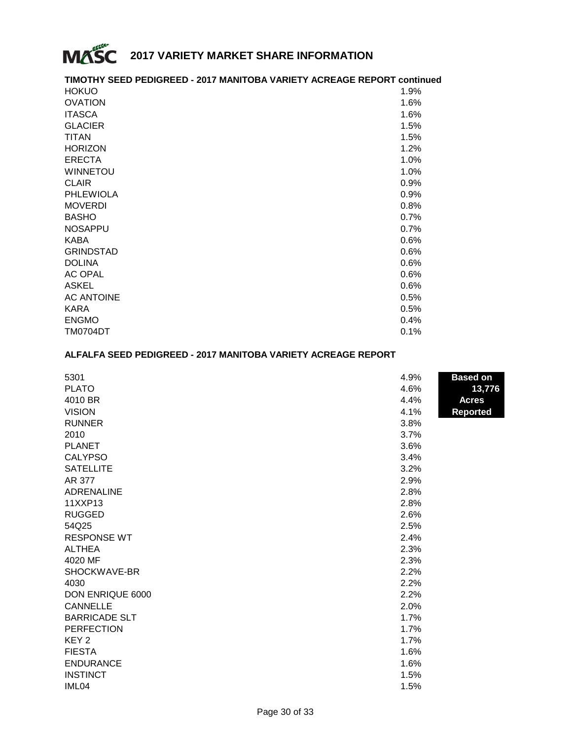# 2017 VARIETY MARKET SHARE INFORMATION

### TIMOTHY SEED PEDIGREED - 2017 MANITOBA VARIETY ACREAGE REPORT continued

| Variety | Share |
|---|---|
| HOKUO | 1.9% |
| OVATION | 1.6% |
| ITASCA | 1.6% |
| GLACIER | 1.5% |
| TITAN | 1.5% |
| HORIZON | 1.2% |
| ERECTA | 1.0% |
| WINNETOU | 1.0% |
| CLAIR | 0.9% |
| PHLEWIOLA | 0.9% |
| MOVERDI | 0.8% |
| BASHO | 0.7% |
| NOSAPPU | 0.7% |
| KABA | 0.6% |
| GRINDSTAD | 0.6% |
| DOLINA | 0.6% |
| AC OPAL | 0.6% |
| ASKEL | 0.6% |
| AC ANTOINE | 0.5% |
| KARA | 0.5% |
| ENGMO | 0.4% |
| TM0704DT | 0.1% |

### ALFALFA SEED PEDIGREED - 2017 MANITOBA VARIETY ACREAGE REPORT

**Based on 13,776 Acres Reported**

| Variety | Share |
|---|---|
| 5301 | 4.9% |
| PLATO | 4.6% |
| 4010 BR | 4.4% |
| VISION | 4.1% |
| RUNNER | 3.8% |
| 2010 | 3.7% |
| PLANET | 3.6% |
| CALYPSO | 3.4% |
| SATELLITE | 3.2% |
| AR 377 | 2.9% |
| ADRENALINE | 2.8% |
| 11XXP13 | 2.8% |
| RUGGED | 2.6% |
| 54Q25 | 2.5% |
| RESPONSE WT | 2.4% |
| ALTHEA | 2.3% |
| 4020 MF | 2.3% |
| SHOCKWAVE-BR | 2.2% |
| 4030 | 2.2% |
| DON ENRIQUE 6000 | 2.2% |
| CANNELLE | 2.0% |
| BARRICADE SLT | 1.7% |
| PERFECTION | 1.7% |
| KEY 2 | 1.7% |
| FIESTA | 1.6% |
| ENDURANCE | 1.6% |
| INSTINCT | 1.5% |
| IML04 | 1.5% |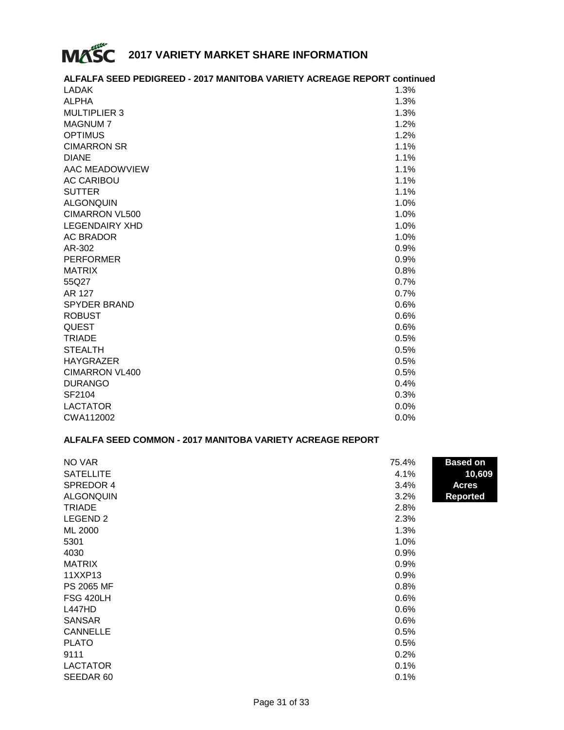# 2017 VARIETY MARKET SHARE INFORMATION

## ALFALFA SEED PEDIGREED - 2017 MANITOBA VARIETY ACREAGE REPORT continued

| Variety | Share |
|---|---|
| LADAK | 1.3% |
| ALPHA | 1.3% |
| MULTIPLIER 3 | 1.3% |
| MAGNUM 7 | 1.2% |
| OPTIMUS | 1.2% |
| CIMARRON SR | 1.1% |
| DIANE | 1.1% |
| AAC MEADOWVIEW | 1.1% |
| AC CARIBOU | 1.1% |
| SUTTER | 1.1% |
| ALGONQUIN | 1.0% |
| CIMARRON VL500 | 1.0% |
| LEGENDAIRY XHD | 1.0% |
| AC BRADOR | 1.0% |
| AR-302 | 0.9% |
| PERFORMER | 0.9% |
| MATRIX | 0.8% |
| 55Q27 | 0.7% |
| AR 127 | 0.7% |
| SPYDER BRAND | 0.6% |
| ROBUST | 0.6% |
| QUEST | 0.6% |
| TRIADE | 0.5% |
| STEALTH | 0.5% |
| HAYGRAZER | 0.5% |
| CIMARRON VL400 | 0.5% |
| DURANGO | 0.4% |
| SF2104 | 0.3% |
| LACTATOR | 0.0% |
| CWA112002 | 0.0% |

## ALFALFA SEED COMMON - 2017 MANITOBA VARIETY ACREAGE REPORT

**Based on 10,609 Acres Reported**

| Variety | Share |
|---|---|
| NO VAR | 75.4% |
| SATELLITE | 4.1% |
| SPREDOR 4 | 3.4% |
| ALGONQUIN | 3.2% |
| TRIADE | 2.8% |
| LEGEND 2 | 2.3% |
| ML 2000 | 1.3% |
| 5301 | 1.0% |
| 4030 | 0.9% |
| MATRIX | 0.9% |
| 11XXP13 | 0.9% |
| PS 2065 MF | 0.8% |
| FSG 420LH | 0.6% |
| L447HD | 0.6% |
| SANSAR | 0.6% |
| CANNELLE | 0.5% |
| PLATO | 0.5% |
| 9111 | 0.2% |
| LACTATOR | 0.1% |
| SEEDAR 60 | 0.1% |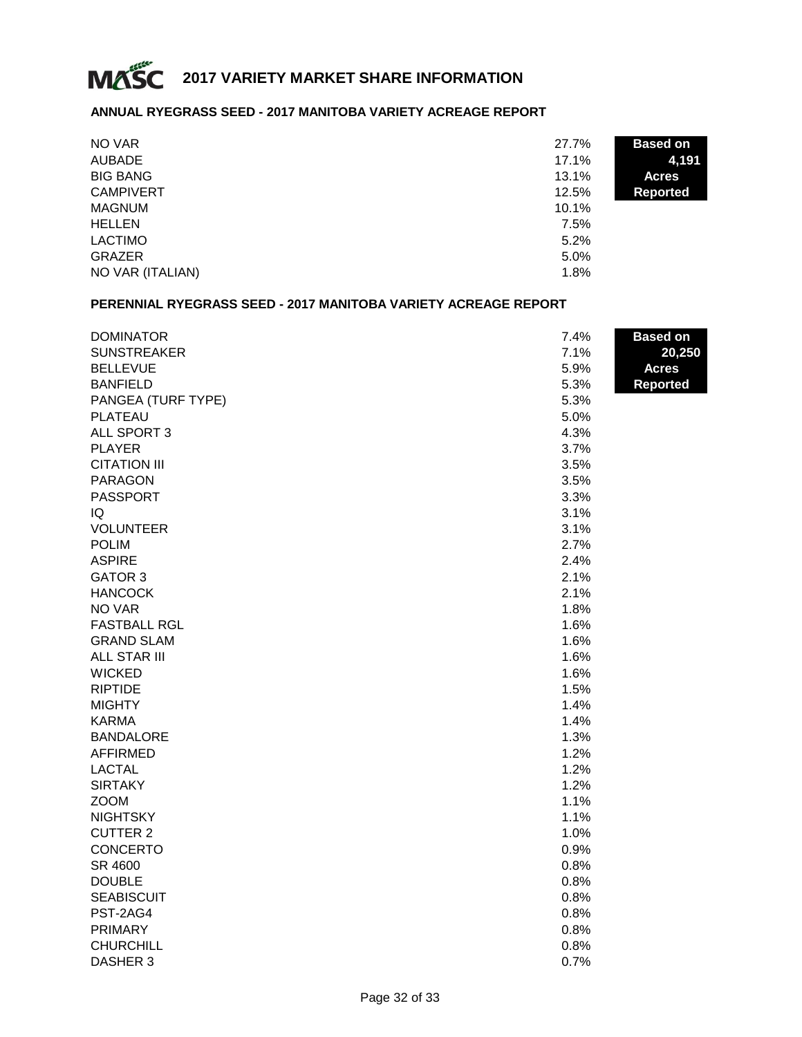# MASC 2017 VARIETY MARKET SHARE INFORMATION

## ANNUAL RYEGRASS SEED - 2017 MANITOBA VARIETY ACREAGE REPORT

**Based on 4,191 Acres Reported**

| Variety | Share |
|---|---|
| NO VAR | 27.7% |
| AUBADE | 17.1% |
| BIG BANG | 13.1% |
| CAMPIVERT | 12.5% |
| MAGNUM | 10.1% |
| HELLEN | 7.5% |
| LACTIMO | 5.2% |
| GRAZER | 5.0% |
| NO VAR (ITALIAN) | 1.8% |

## PERENNIAL RYEGRASS SEED - 2017 MANITOBA VARIETY ACREAGE REPORT

**Based on 20,250 Acres Reported**

| Variety | Share |
|---|---|
| DOMINATOR | 7.4% |
| SUNSTREAKER | 7.1% |
| BELLEVUE | 5.9% |
| BANFIELD | 5.3% |
| PANGEA (TURF TYPE) | 5.3% |
| PLATEAU | 5.0% |
| ALL SPORT 3 | 4.3% |
| PLAYER | 3.7% |
| CITATION III | 3.5% |
| PARAGON | 3.5% |
| PASSPORT | 3.3% |
| IQ | 3.1% |
| VOLUNTEER | 3.1% |
| POLIM | 2.7% |
| ASPIRE | 2.4% |
| GATOR 3 | 2.1% |
| HANCOCK | 2.1% |
| NO VAR | 1.8% |
| FASTBALL RGL | 1.6% |
| GRAND SLAM | 1.6% |
| ALL STAR III | 1.6% |
| WICKED | 1.6% |
| RIPTIDE | 1.5% |
| MIGHTY | 1.4% |
| KARMA | 1.4% |
| BANDALORE | 1.3% |
| AFFIRMED | 1.2% |
| LACTAL | 1.2% |
| SIRTAKY | 1.2% |
| ZOOM | 1.1% |
| NIGHTSKY | 1.1% |
| CUTTER 2 | 1.0% |
| CONCERTO | 0.9% |
| SR 4600 | 0.8% |
| DOUBLE | 0.8% |
| SEABISCUIT | 0.8% |
| PST-2AG4 | 0.8% |
| PRIMARY | 0.8% |
| CHURCHILL | 0.8% |
| DASHER 3 | 0.7% |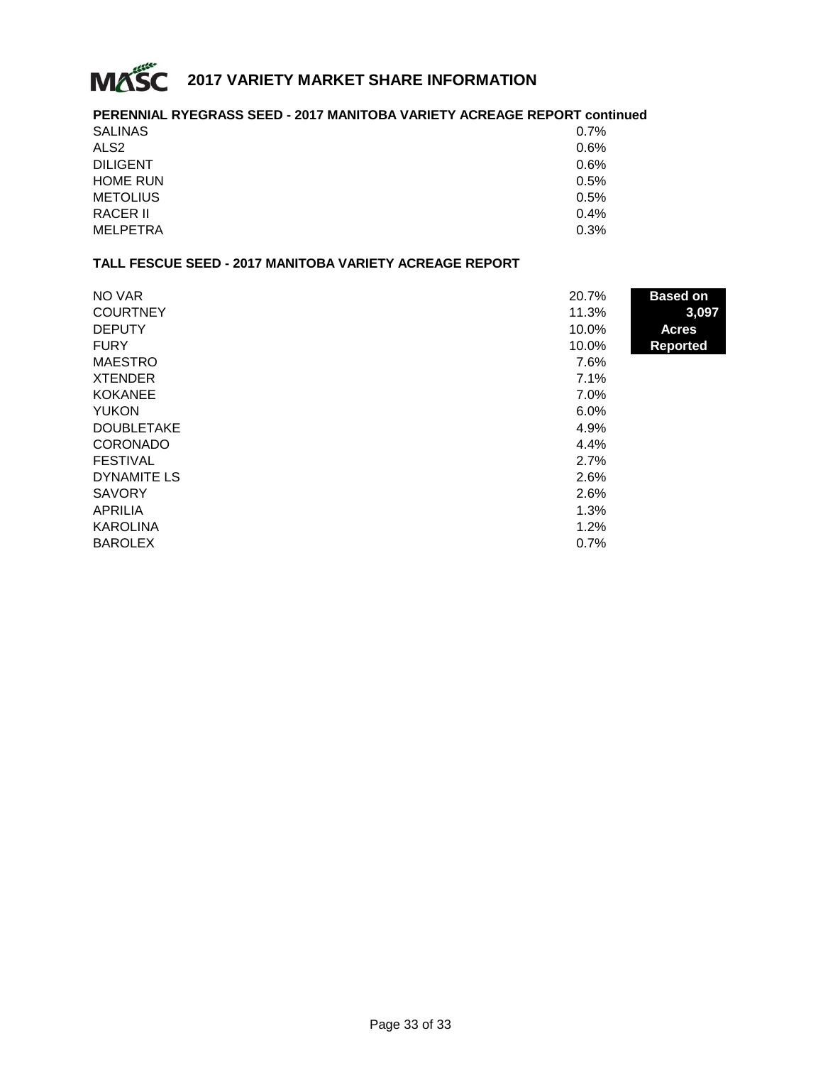# 2017 VARIETY MARKET SHARE INFORMATION

**PERENNIAL RYEGRASS SEED - 2017 MANITOBA VARIETY ACREAGE REPORT continued**

| | |
|---|---|
| SALINAS | 0.7% |
| ALS2 | 0.6% |
| DILIGENT | 0.6% |
| HOME RUN | 0.5% |
| METOLIUS | 0.5% |
| RACER II | 0.4% |
| MELPETRA | 0.3% |

**TALL FESCUE SEED - 2017 MANITOBA VARIETY ACREAGE REPORT**

**Based on 3,097 Acres Reported**

| | |
|---|---|
| NO VAR | 20.7% |
| COURTNEY | 11.3% |
| DEPUTY | 10.0% |
| FURY | 10.0% |
| MAESTRO | 7.6% |
| XTENDER | 7.1% |
| KOKANEE | 7.0% |
| YUKON | 6.0% |
| DOUBLETAKE | 4.9% |
| CORONADO | 4.4% |
| FESTIVAL | 2.7% |
| DYNAMITE LS | 2.6% |
| SAVORY | 2.6% |
| APRILIA | 1.3% |
| KAROLINA | 1.2% |
| BAROLEX | 0.7% |